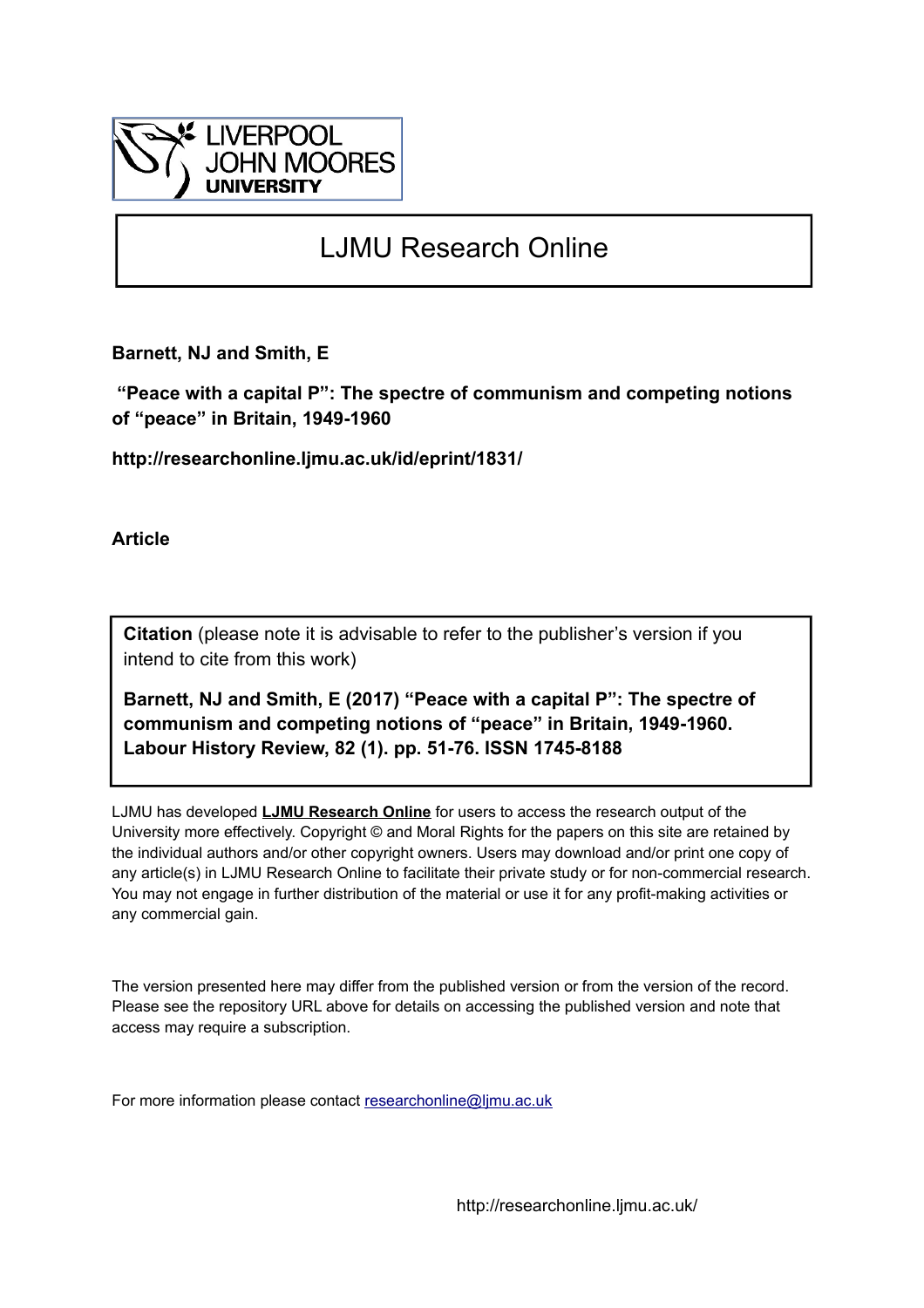LIVERPOOL JOHN MOORES UNIVERSITY

# LJMU Research Online

**Barnett, NJ and Smith, E**

**"Peace with a capital P": The spectre of communism and competing notions of "peace" in Britain, 1949-1960**

**http://researchonline.ljmu.ac.uk/id/eprint/1831/**

**Article**

**Citation** (please note it is advisable to refer to the publisher's version if you intend to cite from this work)

**Barnett, NJ and Smith, E (2017) "Peace with a capital P": The spectre of communism and competing notions of "peace" in Britain, 1949-1960. Labour History Review, 82 (1). pp. 51-76. ISSN 1745-8188**

LJMU has developed **LJMU Research Online** for users to access the research output of the University more effectively. Copyright © and Moral Rights for the papers on this site are retained by the individual authors and/or other copyright owners. Users may download and/or print one copy of any article(s) in LJMU Research Online to facilitate their private study or for non-commercial research. You may not engage in further distribution of the material or use it for any profit-making activities or any commercial gain.

The version presented here may differ from the published version or from the version of the record. Please see the repository URL above for details on accessing the published version and note that access may require a subscription.

For more information please contact researchonline@ljmu.ac.uk

http://researchonline.ljmu.ac.uk/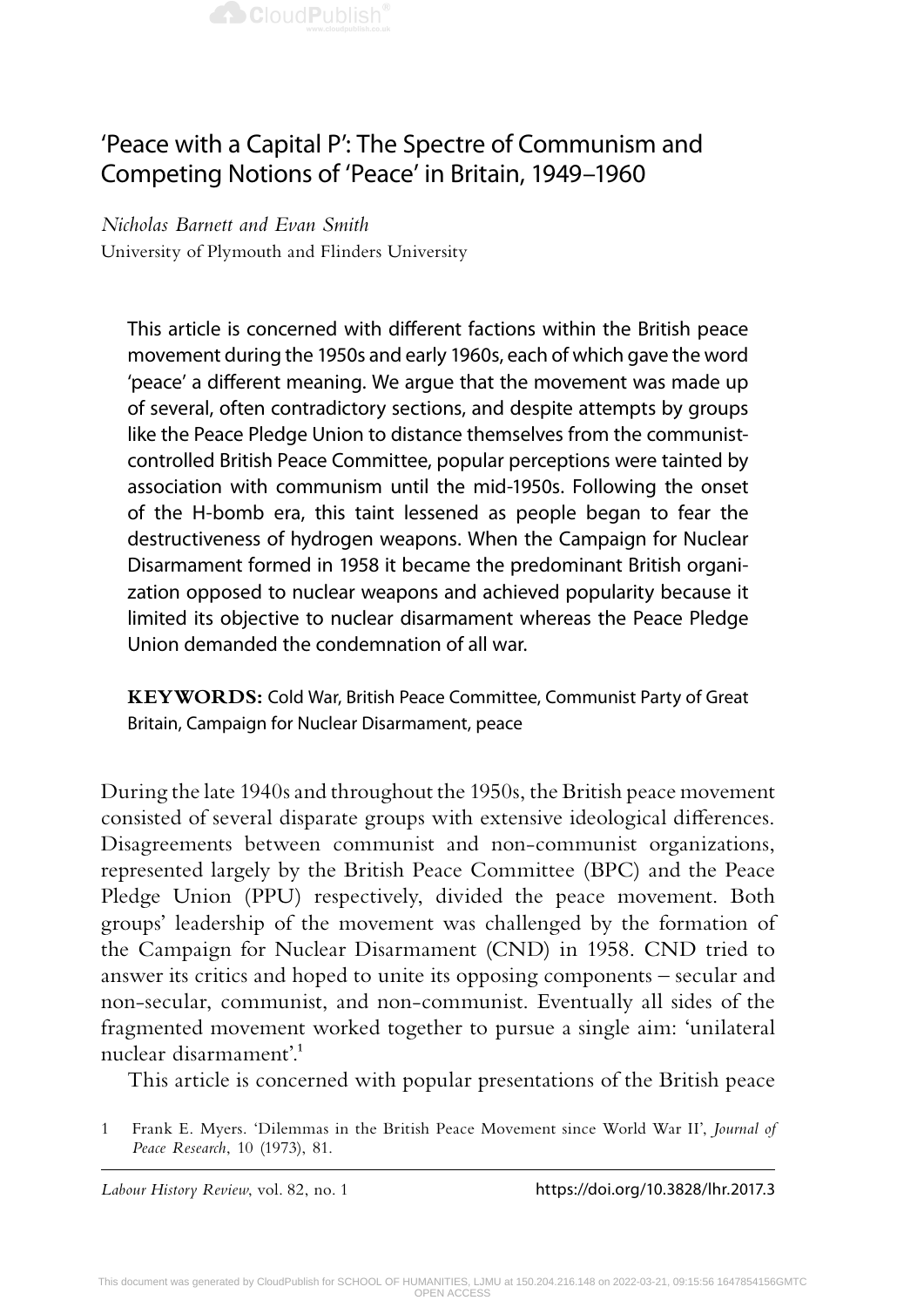# 'Peace with a Capital P': The Spectre of Communism and Competing Notions of 'Peace' in Britain, 1949–1960

*Nicholas Barnett and Evan Smith*

University of Plymouth and Flinders University

This article is concerned with different factions within the British peace movement during the 1950s and early 1960s, each of which gave the word 'peace' a different meaning. We argue that the movement was made up of several, often contradictory sections, and despite attempts by groups like the Peace Pledge Union to distance themselves from the communist-controlled British Peace Committee, popular perceptions were tainted by association with communism until the mid-1950s. Following the onset of the H-bomb era, this taint lessened as people began to fear the destructiveness of hydrogen weapons. When the Campaign for Nuclear Disarmament formed in 1958 it became the predominant British organization opposed to nuclear weapons and achieved popularity because it limited its objective to nuclear disarmament whereas the Peace Pledge Union demanded the condemnation of all war.

**KEYWORDS:** Cold War, British Peace Committee, Communist Party of Great Britain, Campaign for Nuclear Disarmament, peace

During the late 1940s and throughout the 1950s, the British peace movement consisted of several disparate groups with extensive ideological differences. Disagreements between communist and non-communist organizations, represented largely by the British Peace Committee (BPC) and the Peace Pledge Union (PPU) respectively, divided the peace movement. Both groups' leadership of the movement was challenged by the formation of the Campaign for Nuclear Disarmament (CND) in 1958. CND tried to answer its critics and hoped to unite its opposing components – secular and non-secular, communist, and non-communist. Eventually all sides of the fragmented movement worked together to pursue a single aim: 'unilateral nuclear disarmament'.[1]

This article is concerned with popular presentations of the British peace

1 Frank E. Myers. 'Dilemmas in the British Peace Movement since World War II', *Journal of Peace Research*, 10 (1973), 81.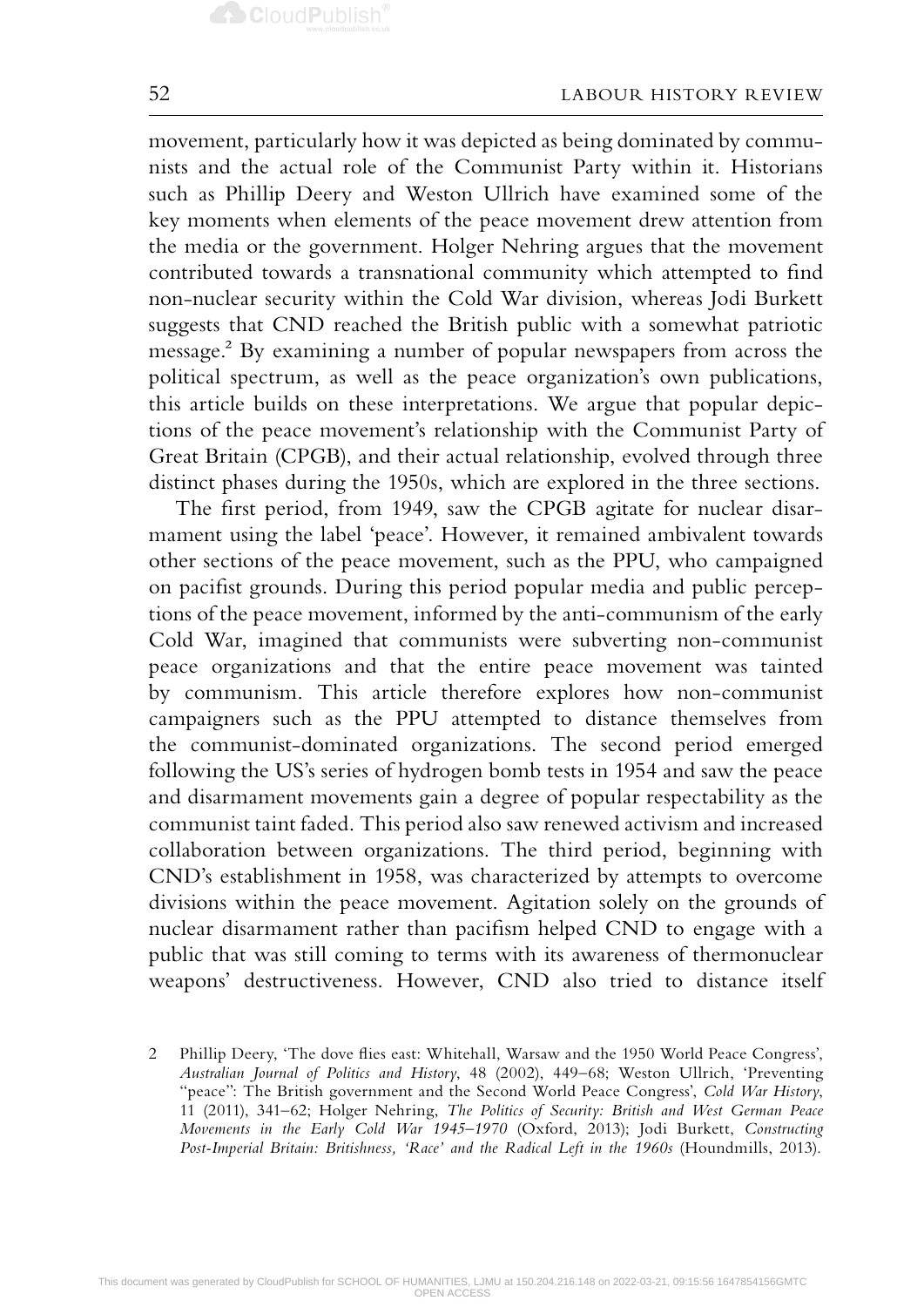movement, particularly how it was depicted as being dominated by communists and the actual role of the Communist Party within it. Historians such as Phillip Deery and Weston Ullrich have examined some of the key moments when elements of the peace movement drew attention from the media or the government. Holger Nehring argues that the movement contributed towards a transnational community which attempted to find non-nuclear security within the Cold War division, whereas Jodi Burkett suggests that CND reached the British public with a somewhat patriotic message.[2] By examining a number of popular newspapers from across the political spectrum, as well as the peace organization's own publications, this article builds on these interpretations. We argue that popular depictions of the peace movement's relationship with the Communist Party of Great Britain (CPGB), and their actual relationship, evolved through three distinct phases during the 1950s, which are explored in the three sections.

The first period, from 1949, saw the CPGB agitate for nuclear disarmament using the label 'peace'. However, it remained ambivalent towards other sections of the peace movement, such as the PPU, who campaigned on pacifist grounds. During this period popular media and public perceptions of the peace movement, informed by the anti-communism of the early Cold War, imagined that communists were subverting non-communist peace organizations and that the entire peace movement was tainted by communism. This article therefore explores how non-communist campaigners such as the PPU attempted to distance themselves from the communist-dominated organizations. The second period emerged following the US's series of hydrogen bomb tests in 1954 and saw the peace and disarmament movements gain a degree of popular respectability as the communist taint faded. This period also saw renewed activism and increased collaboration between organizations. The third period, beginning with CND's establishment in 1958, was characterized by attempts to overcome divisions within the peace movement. Agitation solely on the grounds of nuclear disarmament rather than pacifism helped CND to engage with a public that was still coming to terms with its awareness of thermonuclear weapons' destructiveness. However, CND also tried to distance itself

2 Phillip Deery, 'The dove flies east: Whitehall, Warsaw and the 1950 World Peace Congress', *Australian Journal of Politics and History*, 48 (2002), 449–68; Weston Ullrich, 'Preventing "peace": The British government and the Second World Peace Congress', *Cold War History*, 11 (2011), 341–62; Holger Nehring, *The Politics of Security: British and West German Peace Movements in the Early Cold War 1945–1970* (Oxford, 2013); Jodi Burkett, *Constructing Post-Imperial Britain: Britishness, 'Race' and the Radical Left in the 1960s* (Houndmills, 2013).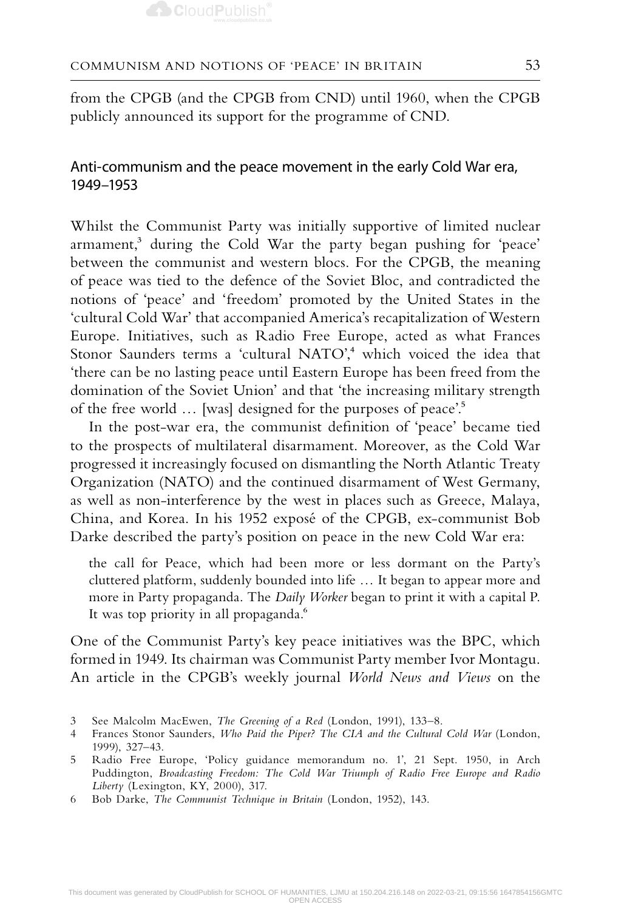from the CPGB (and the CPGB from CND) until 1960, when the CPGB publicly announced its support for the programme of CND.

## Anti-communism and the peace movement in the early Cold War era, 1949–1953

Whilst the Communist Party was initially supportive of limited nuclear armament,[3] during the Cold War the party began pushing for 'peace' between the communist and western blocs. For the CPGB, the meaning of peace was tied to the defence of the Soviet Bloc, and contradicted the notions of 'peace' and 'freedom' promoted by the United States in the 'cultural Cold War' that accompanied America's recapitalization of Western Europe. Initiatives, such as Radio Free Europe, acted as what Frances Stonor Saunders terms a 'cultural NATO',[4] which voiced the idea that 'there can be no lasting peace until Eastern Europe has been freed from the domination of the Soviet Union' and that 'the increasing military strength of the free world … [was] designed for the purposes of peace'.[5]

In the post-war era, the communist definition of 'peace' became tied to the prospects of multilateral disarmament. Moreover, as the Cold War progressed it increasingly focused on dismantling the North Atlantic Treaty Organization (NATO) and the continued disarmament of West Germany, as well as non-interference by the west in places such as Greece, Malaya, China, and Korea. In his 1952 exposé of the CPGB, ex-communist Bob Darke described the party's position on peace in the new Cold War era:

> the call for Peace, which had been more or less dormant on the Party's cluttered platform, suddenly bounded into life … It began to appear more and more in Party propaganda. The *Daily Worker* began to print it with a capital P. It was top priority in all propaganda.[6]

One of the Communist Party's key peace initiatives was the BPC, which formed in 1949. Its chairman was Communist Party member Ivor Montagu. An article in the CPGB's weekly journal *World News and Views* on the

3 See Malcolm MacEwen, *The Greening of a Red* (London, 1991), 133–8.

4 Frances Stonor Saunders, *Who Paid the Piper? The CIA and the Cultural Cold War* (London, 1999), 327–43.

5 Radio Free Europe, 'Policy guidance memorandum no. 1', 21 Sept. 1950, in Arch Puddington, *Broadcasting Freedom: The Cold War Triumph of Radio Free Europe and Radio Liberty* (Lexington, KY, 2000), 317.

6 Bob Darke, *The Communist Technique in Britain* (London, 1952), 143.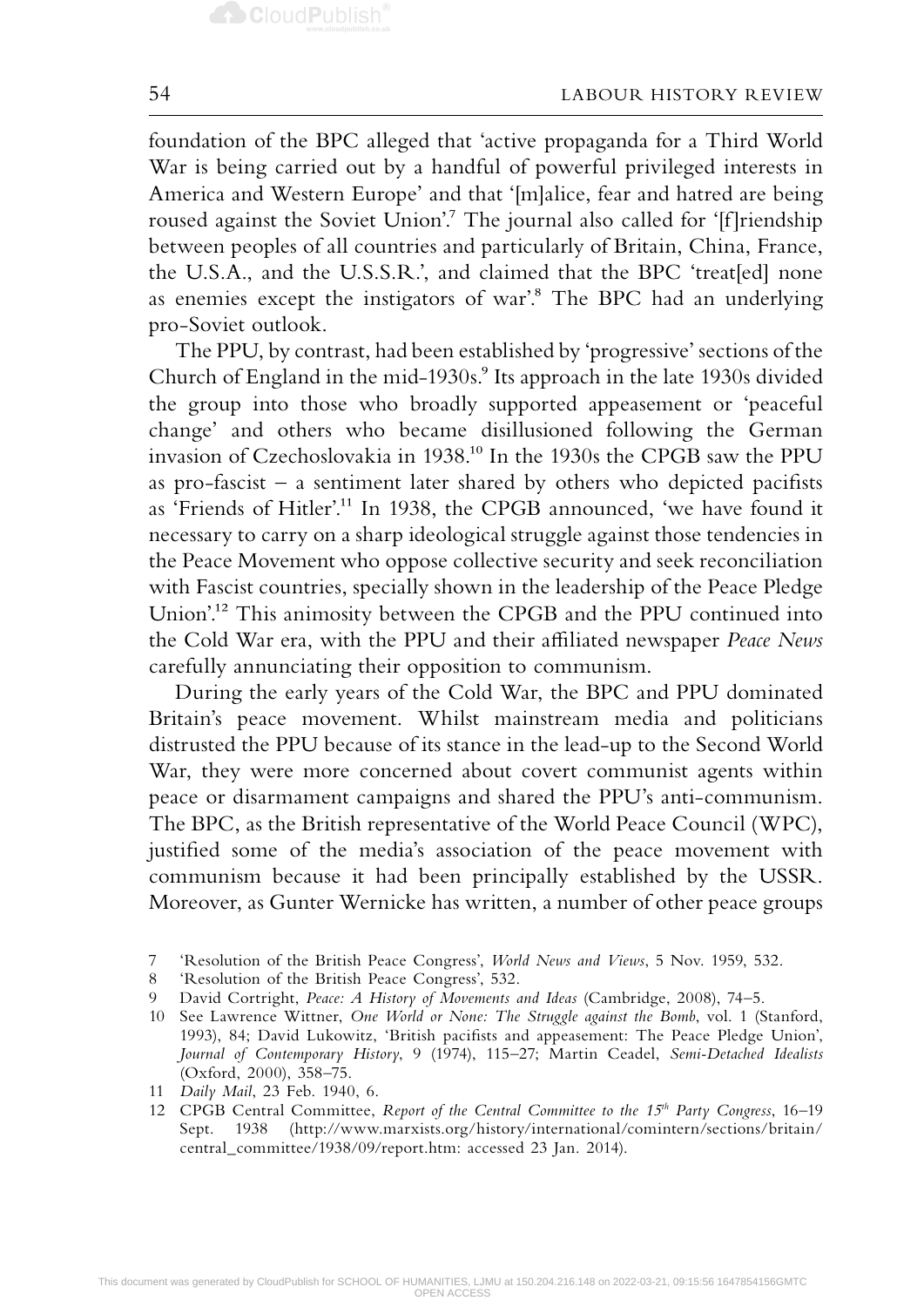foundation of the BPC alleged that 'active propaganda for a Third World War is being carried out by a handful of powerful privileged interests in America and Western Europe' and that '[m]alice, fear and hatred are being roused against the Soviet Union'.[7] The journal also called for '[f]riendship between peoples of all countries and particularly of Britain, China, France, the U.S.A., and the U.S.S.R.', and claimed that the BPC 'treat[ed] none as enemies except the instigators of war'.[8] The BPC had an underlying pro-Soviet outlook.

The PPU, by contrast, had been established by 'progressive' sections of the Church of England in the mid-1930s.[9] Its approach in the late 1930s divided the group into those who broadly supported appeasement or 'peaceful change' and others who became disillusioned following the German invasion of Czechoslovakia in 1938.[10] In the 1930s the CPGB saw the PPU as pro-fascist – a sentiment later shared by others who depicted pacifists as 'Friends of Hitler'.[11] In 1938, the CPGB announced, 'we have found it necessary to carry on a sharp ideological struggle against those tendencies in the Peace Movement who oppose collective security and seek reconciliation with Fascist countries, specially shown in the leadership of the Peace Pledge Union'.[12] This animosity between the CPGB and the PPU continued into the Cold War era, with the PPU and their affiliated newspaper *Peace News* carefully annunciating their opposition to communism.

During the early years of the Cold War, the BPC and PPU dominated Britain's peace movement. Whilst mainstream media and politicians distrusted the PPU because of its stance in the lead-up to the Second World War, they were more concerned about covert communist agents within peace or disarmament campaigns and shared the PPU's anti-communism. The BPC, as the British representative of the World Peace Council (WPC), justified some of the media's association of the peace movement with communism because it had been principally established by the USSR. Moreover, as Gunter Wernicke has written, a number of other peace groups

7 'Resolution of the British Peace Congress', *World News and Views*, 5 Nov. 1959, 532.

8 'Resolution of the British Peace Congress', 532.

9 David Cortright, *Peace: A History of Movements and Ideas* (Cambridge, 2008), 74–5.

10 See Lawrence Wittner, *One World or None: The Struggle against the Bomb*, vol. 1 (Stanford, 1993), 84; David Lukowitz, 'British pacifists and appeasement: The Peace Pledge Union', *Journal of Contemporary History*, 9 (1974), 115–27; Martin Ceadel, *Semi-Detached Idealists* (Oxford, 2000), 358–75.

11 *Daily Mail*, 23 Feb. 1940, 6.

12 CPGB Central Committee, *Report of the Central Committee to the 15th Party Congress*, 16–19 Sept. 1938 (http://www.marxists.org/history/international/comintern/sections/britain/central_committee/1938/09/report.htm: accessed 23 Jan. 2014).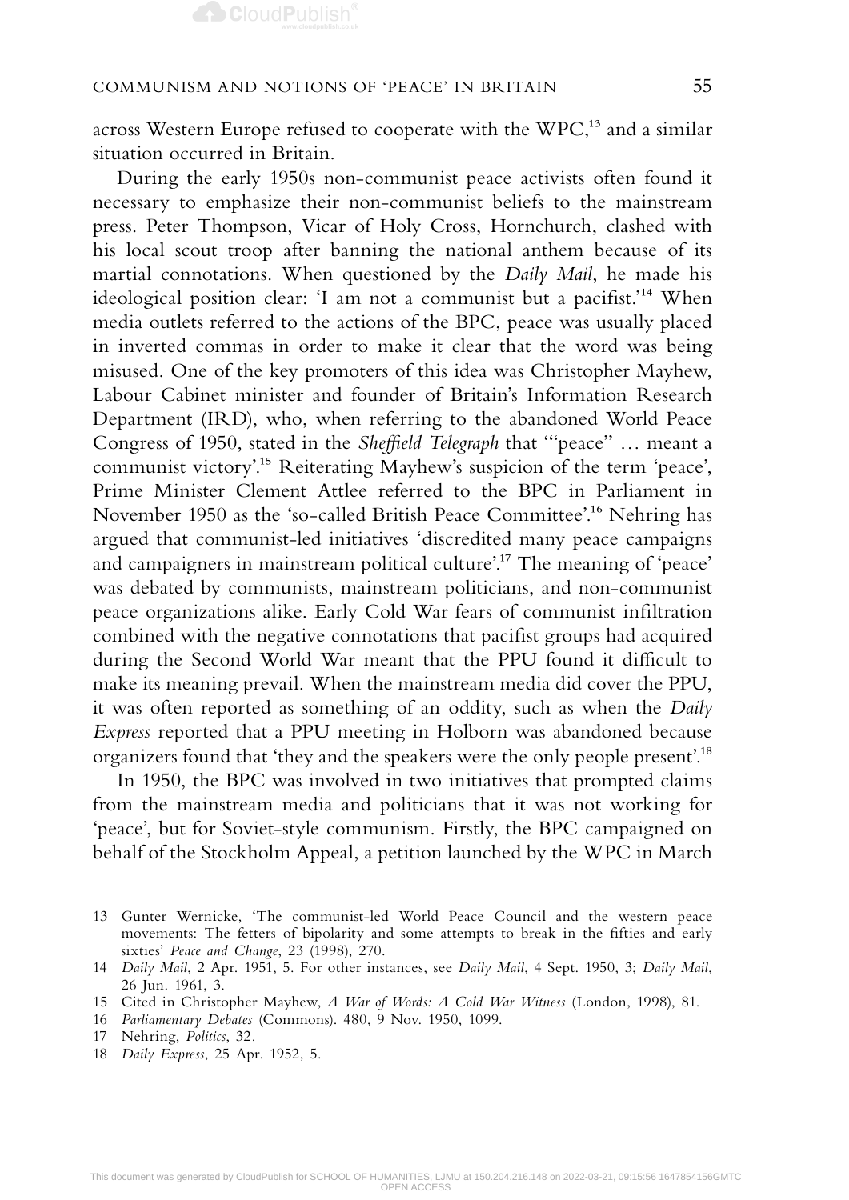across Western Europe refused to cooperate with the WPC,[13] and a similar situation occurred in Britain.

During the early 1950s non-communist peace activists often found it necessary to emphasize their non-communist beliefs to the mainstream press. Peter Thompson, Vicar of Holy Cross, Hornchurch, clashed with his local scout troop after banning the national anthem because of its martial connotations. When questioned by the *Daily Mail*, he made his ideological position clear: 'I am not a communist but a pacifist.'[14] When media outlets referred to the actions of the BPC, peace was usually placed in inverted commas in order to make it clear that the word was being misused. One of the key promoters of this idea was Christopher Mayhew, Labour Cabinet minister and founder of Britain's Information Research Department (IRD), who, when referring to the abandoned World Peace Congress of 1950, stated in the *Sheffield Telegraph* that '"peace" … meant a communist victory'.[15] Reiterating Mayhew's suspicion of the term 'peace', Prime Minister Clement Attlee referred to the BPC in Parliament in November 1950 as the 'so-called British Peace Committee'.[16] Nehring has argued that communist-led initiatives 'discredited many peace campaigns and campaigners in mainstream political culture'.[17] The meaning of 'peace' was debated by communists, mainstream politicians, and non-communist peace organizations alike. Early Cold War fears of communist infiltration combined with the negative connotations that pacifist groups had acquired during the Second World War meant that the PPU found it difficult to make its meaning prevail. When the mainstream media did cover the PPU, it was often reported as something of an oddity, such as when the *Daily Express* reported that a PPU meeting in Holborn was abandoned because organizers found that 'they and the speakers were the only people present'.[18]

In 1950, the BPC was involved in two initiatives that prompted claims from the mainstream media and politicians that it was not working for 'peace', but for Soviet-style communism. Firstly, the BPC campaigned on behalf of the Stockholm Appeal, a petition launched by the WPC in March

13 Gunter Wernicke, 'The communist-led World Peace Council and the western peace movements: The fetters of bipolarity and some attempts to break in the fifties and early sixties' *Peace and Change*, 23 (1998), 270.

14 *Daily Mail*, 2 Apr. 1951, 5. For other instances, see *Daily Mail*, 4 Sept. 1950, 3; *Daily Mail*, 26 Jun. 1961, 3.

15 Cited in Christopher Mayhew, *A War of Words: A Cold War Witness* (London, 1998), 81.

16 *Parliamentary Debates* (Commons). 480, 9 Nov. 1950, 1099.

17 Nehring, *Politics*, 32.

18 *Daily Express*, 25 Apr. 1952, 5.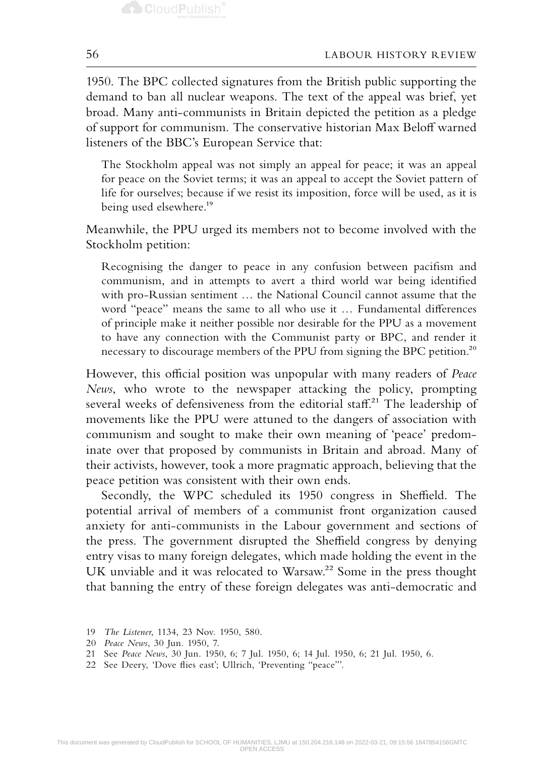1950. The BPC collected signatures from the British public supporting the demand to ban all nuclear weapons. The text of the appeal was brief, yet broad. Many anti-communists in Britain depicted the petition as a pledge of support for communism. The conservative historian Max Beloff warned listeners of the BBC's European Service that:

> The Stockholm appeal was not simply an appeal for peace; it was an appeal for peace on the Soviet terms; it was an appeal to accept the Soviet pattern of life for ourselves; because if we resist its imposition, force will be used, as it is being used elsewhere.[19]

Meanwhile, the PPU urged its members not to become involved with the Stockholm petition:

> Recognising the danger to peace in any confusion between pacifism and communism, and in attempts to avert a third world war being identified with pro-Russian sentiment … the National Council cannot assume that the word "peace" means the same to all who use it … Fundamental differences of principle make it neither possible nor desirable for the PPU as a movement to have any connection with the Communist party or BPC, and render it necessary to discourage members of the PPU from signing the BPC petition.[20]

However, this official position was unpopular with many readers of *Peace News*, who wrote to the newspaper attacking the policy, prompting several weeks of defensiveness from the editorial staff.[21] The leadership of movements like the PPU were attuned to the dangers of association with communism and sought to make their own meaning of 'peace' predominate over that proposed by communists in Britain and abroad. Many of their activists, however, took a more pragmatic approach, believing that the peace petition was consistent with their own ends.

Secondly, the WPC scheduled its 1950 congress in Sheffield. The potential arrival of members of a communist front organization caused anxiety for anti-communists in the Labour government and sections of the press. The government disrupted the Sheffield congress by denying entry visas to many foreign delegates, which made holding the event in the UK unviable and it was relocated to Warsaw.[22] Some in the press thought that banning the entry of these foreign delegates was anti-democratic and

---

19 *The Listener*, 1134, 23 Nov. 1950, 580.

20 *Peace News*, 30 Jun. 1950, 7.

21 See *Peace News*, 30 Jun. 1950, 6; 7 Jul. 1950, 6; 14 Jul. 1950, 6; 21 Jul. 1950, 6.

22 See Deery, 'Dove flies east'; Ullrich, 'Preventing "peace"'.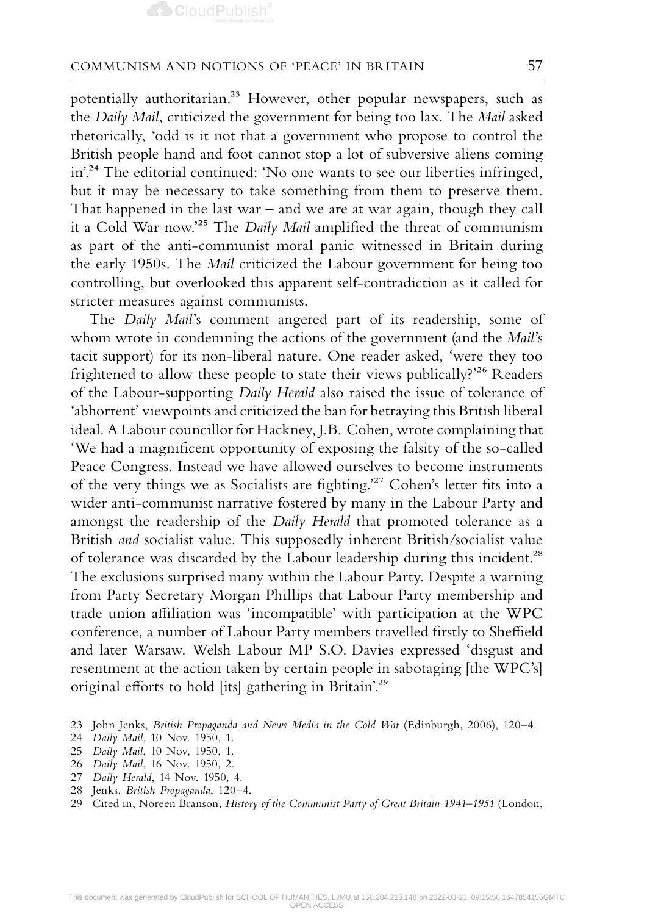potentially authoritarian.[23] However, other popular newspapers, such as the *Daily Mail*, criticized the government for being too lax. The *Mail* asked rhetorically, 'odd is it not that a government who propose to control the British people hand and foot cannot stop a lot of subversive aliens coming in'.[24] The editorial continued: 'No one wants to see our liberties infringed, but it may be necessary to take something from them to preserve them. That happened in the last war – and we are at war again, though they call it a Cold War now.'[25] The *Daily Mail* amplified the threat of communism as part of the anti-communist moral panic witnessed in Britain during the early 1950s. The *Mail* criticized the Labour government for being too controlling, but overlooked this apparent self-contradiction as it called for stricter measures against communists.

The *Daily Mail*'s comment angered part of its readership, some of whom wrote in condemning the actions of the government (and the *Mail*'s tacit support) for its non-liberal nature. One reader asked, 'were they too frightened to allow these people to state their views publically?'[26] Readers of the Labour-supporting *Daily Herald* also raised the issue of tolerance of 'abhorrent' viewpoints and criticized the ban for betraying this British liberal ideal. A Labour councillor for Hackney, J.B. Cohen, wrote complaining that 'We had a magnificent opportunity of exposing the falsity of the so-called Peace Congress. Instead we have allowed ourselves to become instruments of the very things we as Socialists are fighting.'[27] Cohen's letter fits into a wider anti-communist narrative fostered by many in the Labour Party and amongst the readership of the *Daily Herald* that promoted tolerance as a British *and* socialist value. This supposedly inherent British/socialist value of tolerance was discarded by the Labour leadership during this incident.[28] The exclusions surprised many within the Labour Party. Despite a warning from Party Secretary Morgan Phillips that Labour Party membership and trade union affiliation was 'incompatible' with participation at the WPC conference, a number of Labour Party members travelled firstly to Sheffield and later Warsaw. Welsh Labour MP S.O. Davies expressed 'disgust and resentment at the action taken by certain people in sabotaging [the WPC's] original efforts to hold [its] gathering in Britain'.[29]

23 John Jenks, *British Propaganda and News Media in the Cold War* (Edinburgh, 2006), 120–4.

24 *Daily Mail*, 10 Nov. 1950, 1.

25 *Daily Mail*, 10 Nov, 1950, 1.

26 *Daily Mail*, 16 Nov. 1950, 2.

27 *Daily Herald*, 14 Nov. 1950, 4.

28 Jenks, *British Propaganda*, 120–4.

29 Cited in, Noreen Branson, *History of the Communist Party of Great Britain 1941–1951* (London,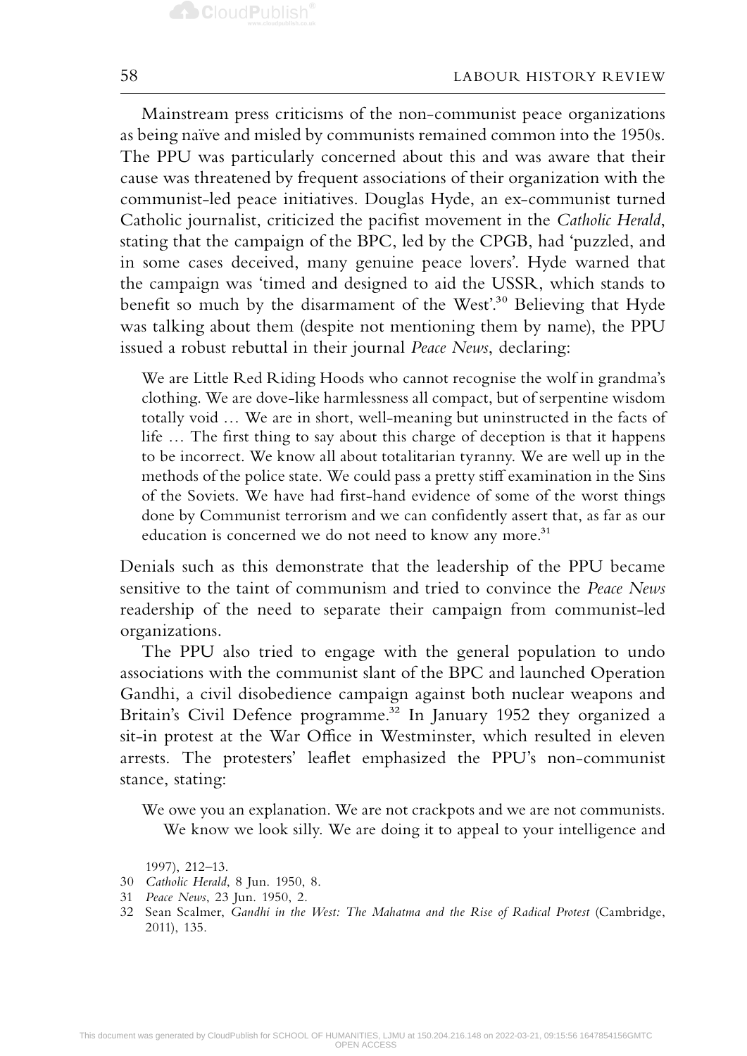Mainstream press criticisms of the non-communist peace organizations as being naïve and misled by communists remained common into the 1950s. The PPU was particularly concerned about this and was aware that their cause was threatened by frequent associations of their organization with the communist-led peace initiatives. Douglas Hyde, an ex-communist turned Catholic journalist, criticized the pacifist movement in the *Catholic Herald*, stating that the campaign of the BPC, led by the CPGB, had 'puzzled, and in some cases deceived, many genuine peace lovers'. Hyde warned that the campaign was 'timed and designed to aid the USSR, which stands to benefit so much by the disarmament of the West'.[30] Believing that Hyde was talking about them (despite not mentioning them by name), the PPU issued a robust rebuttal in their journal *Peace News*, declaring:

> We are Little Red Riding Hoods who cannot recognise the wolf in grandma's clothing. We are dove-like harmlessness all compact, but of serpentine wisdom totally void … We are in short, well-meaning but uninstructed in the facts of life … The first thing to say about this charge of deception is that it happens to be incorrect. We know all about totalitarian tyranny. We are well up in the methods of the police state. We could pass a pretty stiff examination in the Sins of the Soviets. We have had first-hand evidence of some of the worst things done by Communist terrorism and we can confidently assert that, as far as our education is concerned we do not need to know any more.[31]

Denials such as this demonstrate that the leadership of the PPU became sensitive to the taint of communism and tried to convince the *Peace News* readership of the need to separate their campaign from communist-led organizations.

The PPU also tried to engage with the general population to undo associations with the communist slant of the BPC and launched Operation Gandhi, a civil disobedience campaign against both nuclear weapons and Britain's Civil Defence programme.[32] In January 1952 they organized a sit-in protest at the War Office in Westminster, which resulted in eleven arrests. The protesters' leaflet emphasized the PPU's non-communist stance, stating:

> We owe you an explanation. We are not crackpots and we are not communists.
>
> We know we look silly. We are doing it to appeal to your intelligence and

1997), 212–13.

30 *Catholic Herald*, 8 Jun. 1950, 8.

31 *Peace News*, 23 Jun. 1950, 2.

32 Sean Scalmer, *Gandhi in the West: The Mahatma and the Rise of Radical Protest* (Cambridge, 2011), 135.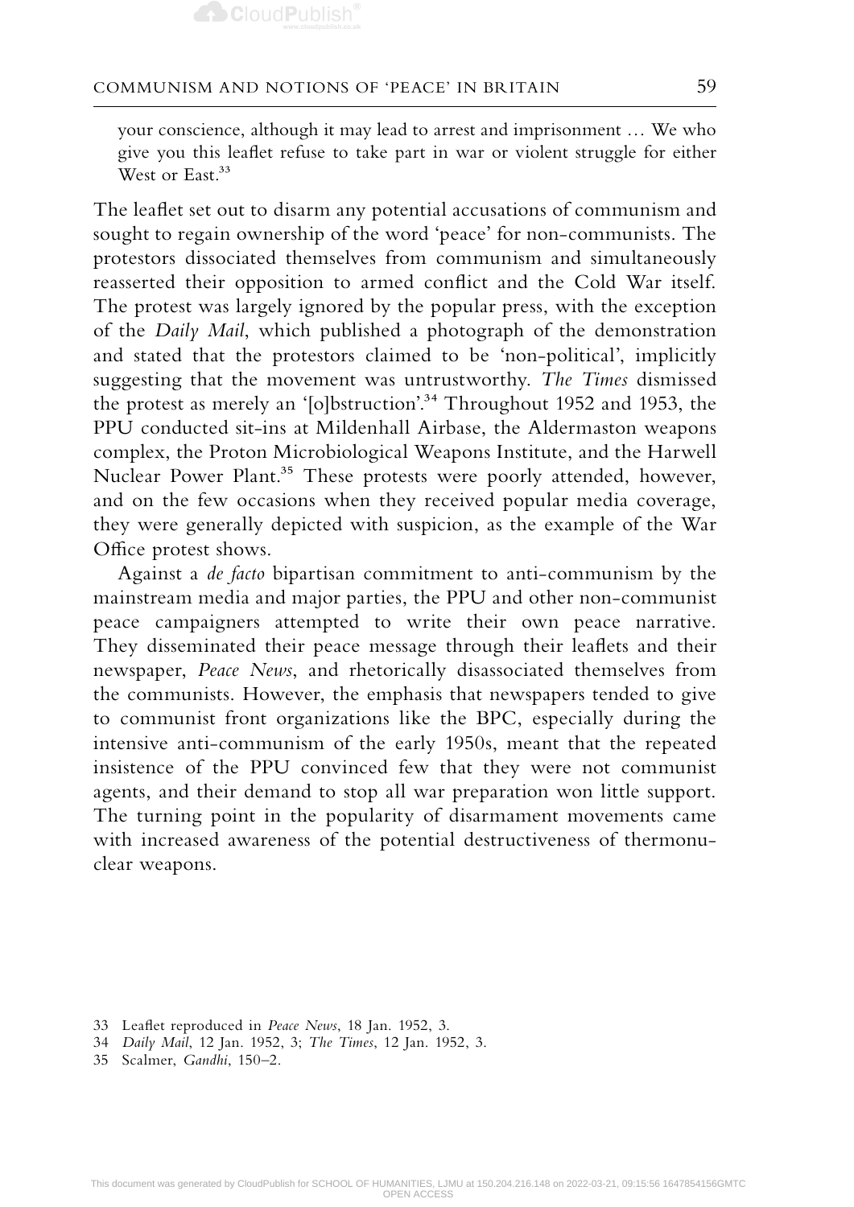> your conscience, although it may lead to arrest and imprisonment … We who give you this leaflet refuse to take part in war or violent struggle for either West or East.[33]

The leaflet set out to disarm any potential accusations of communism and sought to regain ownership of the word 'peace' for non-communists. The protestors dissociated themselves from communism and simultaneously reasserted their opposition to armed conflict and the Cold War itself. The protest was largely ignored by the popular press, with the exception of the *Daily Mail*, which published a photograph of the demonstration and stated that the protestors claimed to be 'non-political', implicitly suggesting that the movement was untrustworthy. *The Times* dismissed the protest as merely an '[o]bstruction'.[34] Throughout 1952 and 1953, the PPU conducted sit-ins at Mildenhall Airbase, the Aldermaston weapons complex, the Proton Microbiological Weapons Institute, and the Harwell Nuclear Power Plant.[35] These protests were poorly attended, however, and on the few occasions when they received popular media coverage, they were generally depicted with suspicion, as the example of the War Office protest shows.

Against a *de facto* bipartisan commitment to anti-communism by the mainstream media and major parties, the PPU and other non-communist peace campaigners attempted to write their own peace narrative. They disseminated their peace message through their leaflets and their newspaper, *Peace News*, and rhetorically disassociated themselves from the communists. However, the emphasis that newspapers tended to give to communist front organizations like the BPC, especially during the intensive anti-communism of the early 1950s, meant that the repeated insistence of the PPU convinced few that they were not communist agents, and their demand to stop all war preparation won little support. The turning point in the popularity of disarmament movements came with increased awareness of the potential destructiveness of thermonuclear weapons.

33 Leaflet reproduced in *Peace News*, 18 Jan. 1952, 3.

34 *Daily Mail*, 12 Jan. 1952, 3; *The Times*, 12 Jan. 1952, 3.

35 Scalmer, *Gandhi*, 150–2.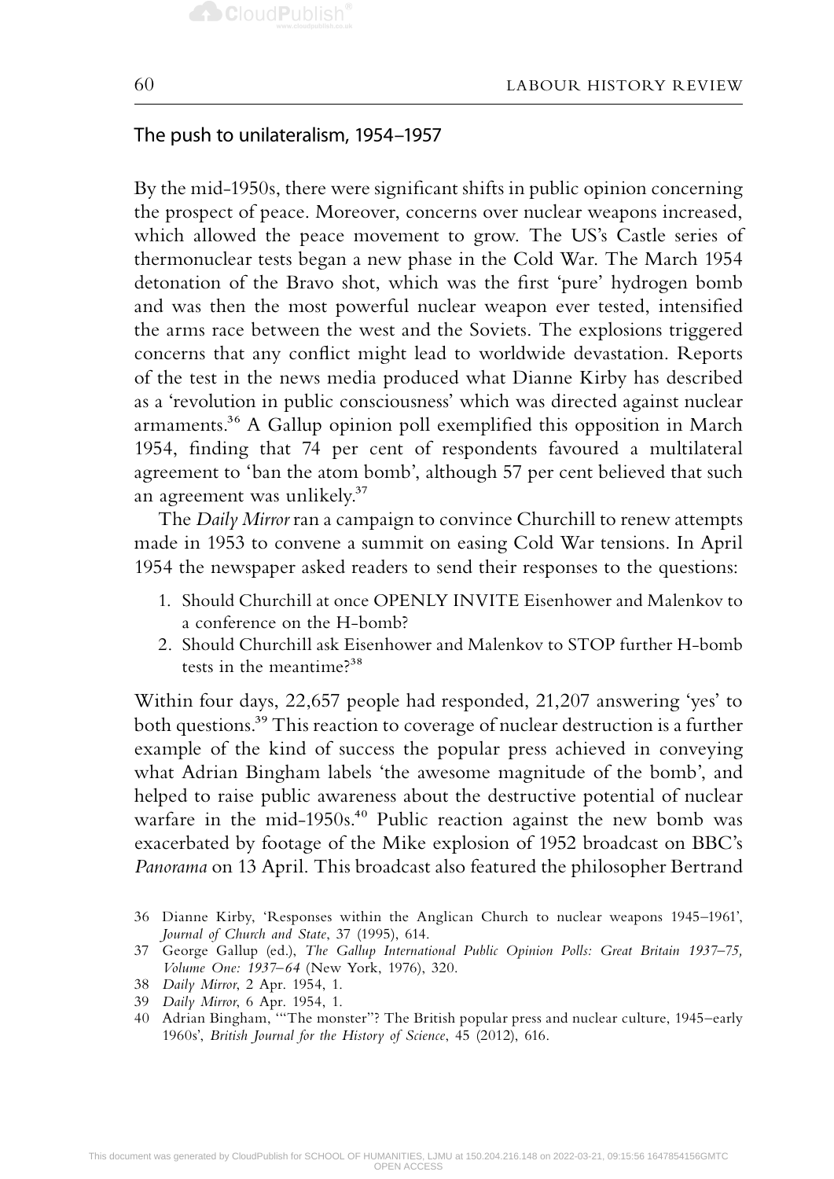## The push to unilateralism, 1954–1957

By the mid-1950s, there were significant shifts in public opinion concerning the prospect of peace. Moreover, concerns over nuclear weapons increased, which allowed the peace movement to grow. The US's Castle series of thermonuclear tests began a new phase in the Cold War. The March 1954 detonation of the Bravo shot, which was the first 'pure' hydrogen bomb and was then the most powerful nuclear weapon ever tested, intensified the arms race between the west and the Soviets. The explosions triggered concerns that any conflict might lead to worldwide devastation. Reports of the test in the news media produced what Dianne Kirby has described as a 'revolution in public consciousness' which was directed against nuclear armaments.[36] A Gallup opinion poll exemplified this opposition in March 1954, finding that 74 per cent of respondents favoured a multilateral agreement to 'ban the atom bomb', although 57 per cent believed that such an agreement was unlikely.[37]

The *Daily Mirror* ran a campaign to convince Churchill to renew attempts made in 1953 to convene a summit on easing Cold War tensions. In April 1954 the newspaper asked readers to send their responses to the questions:

1. Should Churchill at once OPENLY INVITE Eisenhower and Malenkov to a conference on the H-bomb?
2. Should Churchill ask Eisenhower and Malenkov to STOP further H-bomb tests in the meantime?[38]

Within four days, 22,657 people had responded, 21,207 answering 'yes' to both questions.[39] This reaction to coverage of nuclear destruction is a further example of the kind of success the popular press achieved in conveying what Adrian Bingham labels 'the awesome magnitude of the bomb', and helped to raise public awareness about the destructive potential of nuclear warfare in the mid-1950s.[40] Public reaction against the new bomb was exacerbated by footage of the Mike explosion of 1952 broadcast on BBC's *Panorama* on 13 April. This broadcast also featured the philosopher Bertrand

36 Dianne Kirby, 'Responses within the Anglican Church to nuclear weapons 1945–1961', *Journal of Church and State*, 37 (1995), 614.

37 George Gallup (ed.), *The Gallup International Public Opinion Polls: Great Britain 1937–75, Volume One: 1937–64* (New York, 1976), 320.

38 *Daily Mirror*, 2 Apr. 1954, 1.

39 *Daily Mirror*, 6 Apr. 1954, 1.

40 Adrian Bingham, '"The monster"? The British popular press and nuclear culture, 1945–early 1960s', *British Journal for the History of Science*, 45 (2012), 616.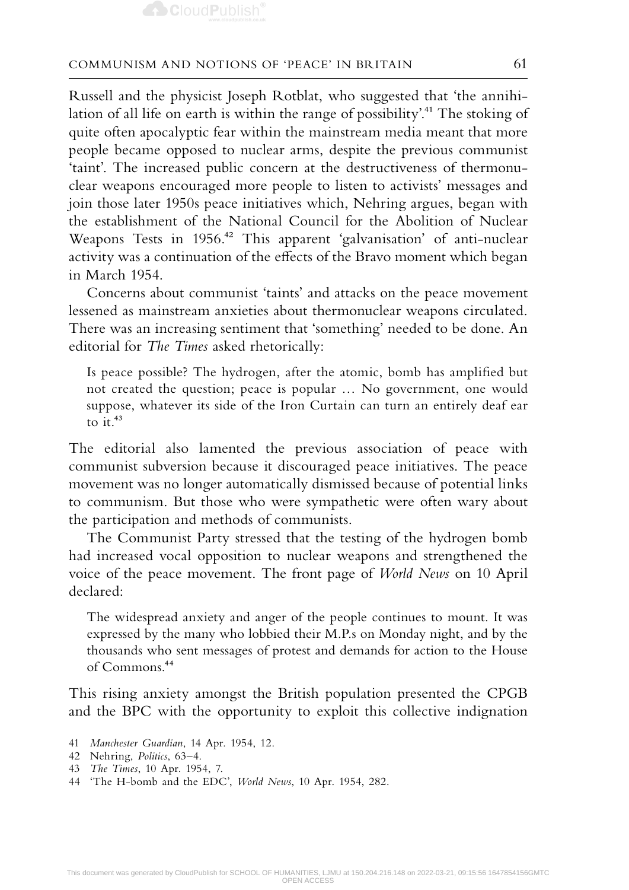Russell and the physicist Joseph Rotblat, who suggested that 'the annihilation of all life on earth is within the range of possibility'.[41] The stoking of quite often apocalyptic fear within the mainstream media meant that more people became opposed to nuclear arms, despite the previous communist 'taint'. The increased public concern at the destructiveness of thermonuclear weapons encouraged more people to listen to activists' messages and join those later 1950s peace initiatives which, Nehring argues, began with the establishment of the National Council for the Abolition of Nuclear Weapons Tests in 1956.[42] This apparent 'galvanisation' of anti-nuclear activity was a continuation of the effects of the Bravo moment which began in March 1954.

Concerns about communist 'taints' and attacks on the peace movement lessened as mainstream anxieties about thermonuclear weapons circulated. There was an increasing sentiment that 'something' needed to be done. An editorial for *The Times* asked rhetorically:

> Is peace possible? The hydrogen, after the atomic, bomb has amplified but not created the question; peace is popular … No government, one would suppose, whatever its side of the Iron Curtain can turn an entirely deaf ear to it.[43]

The editorial also lamented the previous association of peace with communist subversion because it discouraged peace initiatives. The peace movement was no longer automatically dismissed because of potential links to communism. But those who were sympathetic were often wary about the participation and methods of communists.

The Communist Party stressed that the testing of the hydrogen bomb had increased vocal opposition to nuclear weapons and strengthened the voice of the peace movement. The front page of *World News* on 10 April declared:

> The widespread anxiety and anger of the people continues to mount. It was expressed by the many who lobbied their M.P.s on Monday night, and by the thousands who sent messages of protest and demands for action to the House of Commons.[44]

This rising anxiety amongst the British population presented the CPGB and the BPC with the opportunity to exploit this collective indignation

41 *Manchester Guardian*, 14 Apr. 1954, 12.

42 Nehring, *Politics*, 63–4.

43 *The Times*, 10 Apr. 1954, 7.

44 'The H-bomb and the EDC', *World News*, 10 Apr. 1954, 282.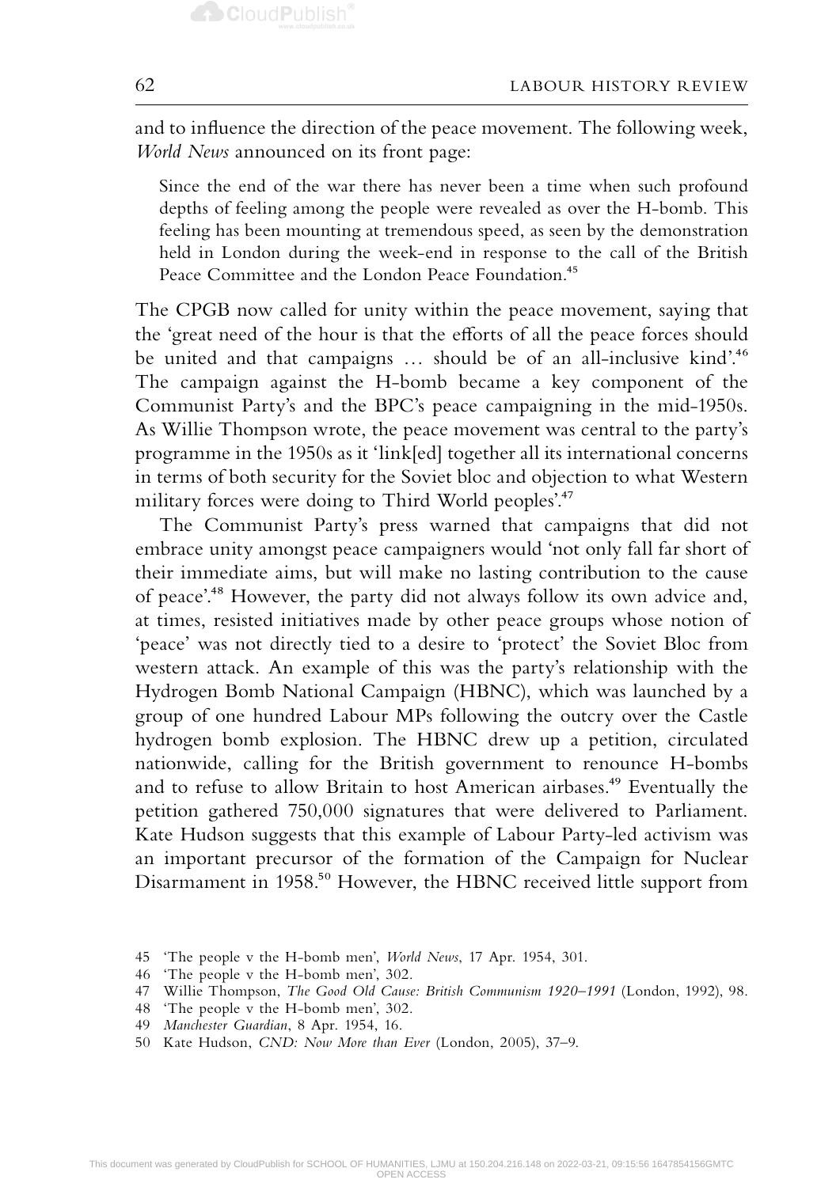and to influence the direction of the peace movement. The following week, *World News* announced on its front page:

> Since the end of the war there has never been a time when such profound depths of feeling among the people were revealed as over the H-bomb. This feeling has been mounting at tremendous speed, as seen by the demonstration held in London during the week-end in response to the call of the British Peace Committee and the London Peace Foundation.[45]

The CPGB now called for unity within the peace movement, saying that the 'great need of the hour is that the efforts of all the peace forces should be united and that campaigns … should be of an all-inclusive kind'.[46] The campaign against the H-bomb became a key component of the Communist Party's and the BPC's peace campaigning in the mid-1950s. As Willie Thompson wrote, the peace movement was central to the party's programme in the 1950s as it 'link[ed] together all its international concerns in terms of both security for the Soviet bloc and objection to what Western military forces were doing to Third World peoples'.[47]

The Communist Party's press warned that campaigns that did not embrace unity amongst peace campaigners would 'not only fall far short of their immediate aims, but will make no lasting contribution to the cause of peace'.[48] However, the party did not always follow its own advice and, at times, resisted initiatives made by other peace groups whose notion of 'peace' was not directly tied to a desire to 'protect' the Soviet Bloc from western attack. An example of this was the party's relationship with the Hydrogen Bomb National Campaign (HBNC), which was launched by a group of one hundred Labour MPs following the outcry over the Castle hydrogen bomb explosion. The HBNC drew up a petition, circulated nationwide, calling for the British government to renounce H-bombs and to refuse to allow Britain to host American airbases.[49] Eventually the petition gathered 750,000 signatures that were delivered to Parliament. Kate Hudson suggests that this example of Labour Party-led activism was an important precursor of the formation of the Campaign for Nuclear Disarmament in 1958.[50] However, the HBNC received little support from

45 'The people v the H-bomb men', *World News*, 17 Apr. 1954, 301.

46 'The people v the H-bomb men', 302.

47 Willie Thompson, *The Good Old Cause: British Communism 1920–1991* (London, 1992), 98.

48 'The people v the H-bomb men', 302.

49 *Manchester Guardian*, 8 Apr. 1954, 16.

50 Kate Hudson, *CND: Now More than Ever* (London, 2005), 37–9.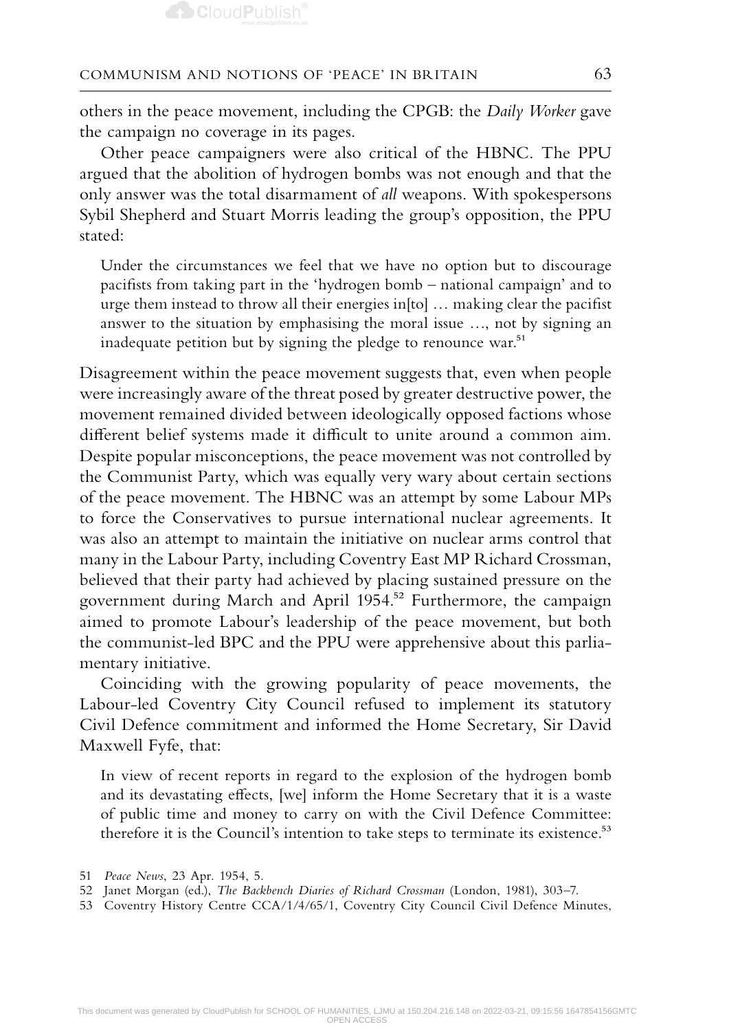others in the peace movement, including the CPGB: the *Daily Worker* gave the campaign no coverage in its pages.

Other peace campaigners were also critical of the HBNC. The PPU argued that the abolition of hydrogen bombs was not enough and that the only answer was the total disarmament of *all* weapons. With spokespersons Sybil Shepherd and Stuart Morris leading the group's opposition, the PPU stated:

> Under the circumstances we feel that we have no option but to discourage pacifists from taking part in the 'hydrogen bomb – national campaign' and to urge them instead to throw all their energies in[to] … making clear the pacifist answer to the situation by emphasising the moral issue …, not by signing an inadequate petition but by signing the pledge to renounce war.[51]

Disagreement within the peace movement suggests that, even when people were increasingly aware of the threat posed by greater destructive power, the movement remained divided between ideologically opposed factions whose different belief systems made it difficult to unite around a common aim. Despite popular misconceptions, the peace movement was not controlled by the Communist Party, which was equally very wary about certain sections of the peace movement. The HBNC was an attempt by some Labour MPs to force the Conservatives to pursue international nuclear agreements. It was also an attempt to maintain the initiative on nuclear arms control that many in the Labour Party, including Coventry East MP Richard Crossman, believed that their party had achieved by placing sustained pressure on the government during March and April 1954.[52] Furthermore, the campaign aimed to promote Labour's leadership of the peace movement, but both the communist-led BPC and the PPU were apprehensive about this parliamentary initiative.

Coinciding with the growing popularity of peace movements, the Labour-led Coventry City Council refused to implement its statutory Civil Defence commitment and informed the Home Secretary, Sir David Maxwell Fyfe, that:

> In view of recent reports in regard to the explosion of the hydrogen bomb and its devastating effects, [we] inform the Home Secretary that it is a waste of public time and money to carry on with the Civil Defence Committee: therefore it is the Council's intention to take steps to terminate its existence.[53]

51 *Peace News*, 23 Apr. 1954, 5.

52 Janet Morgan (ed.), *The Backbench Diaries of Richard Crossman* (London, 1981), 303–7.

53 Coventry History Centre CCA/1/4/65/1, Coventry City Council Civil Defence Minutes,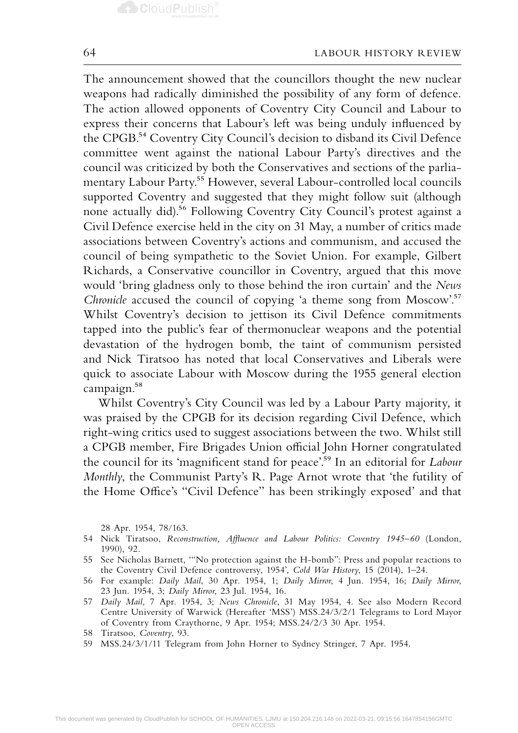The announcement showed that the councillors thought the new nuclear weapons had radically diminished the possibility of any form of defence. The action allowed opponents of Coventry City Council and Labour to express their concerns that Labour's left was being unduly influenced by the CPGB.[54] Coventry City Council's decision to disband its Civil Defence committee went against the national Labour Party's directives and the council was criticized by both the Conservatives and sections of the parliamentary Labour Party.[55] However, several Labour-controlled local councils supported Coventry and suggested that they might follow suit (although none actually did).[56] Following Coventry City Council's protest against a Civil Defence exercise held in the city on 31 May, a number of critics made associations between Coventry's actions and communism, and accused the council of being sympathetic to the Soviet Union. For example, Gilbert Richards, a Conservative councillor in Coventry, argued that this move would 'bring gladness only to those behind the iron curtain' and the *News Chronicle* accused the council of copying 'a theme song from Moscow'.[57] Whilst Coventry's decision to jettison its Civil Defence commitments tapped into the public's fear of thermonuclear weapons and the potential devastation of the hydrogen bomb, the taint of communism persisted and Nick Tiratsoo has noted that local Conservatives and Liberals were quick to associate Labour with Moscow during the 1955 general election campaign.[58]

Whilst Coventry's City Council was led by a Labour Party majority, it was praised by the CPGB for its decision regarding Civil Defence, which right-wing critics used to suggest associations between the two. Whilst still a CPGB member, Fire Brigades Union official John Horner congratulated the council for its 'magnificent stand for peace'.[59] In an editorial for *Labour Monthly*, the Communist Party's R. Page Arnot wrote that 'the futility of the Home Office's "Civil Defence" has been strikingly exposed' and that

28 Apr. 1954, 78/163.

54 Nick Tiratsoo, *Reconstruction, Affluence and Labour Politics: Coventry 1945–60* (London, 1990), 92.

55 See Nicholas Barnett, '"No protection against the H-bomb": Press and popular reactions to the Coventry Civil Defence controversy, 1954', *Cold War History*, 15 (2014), 1–24.

56 For example: *Daily Mail*, 30 Apr. 1954, 1; *Daily Mirror*, 4 Jun. 1954, 16; *Daily Mirror*, 23 Jun. 1954, 3; *Daily Mirror*, 23 Jul. 1954, 16.

57 *Daily Mail*, 7 Apr. 1954, 3; *News Chronicle*, 31 May 1954, 4. See also Modern Record Centre University of Warwick (Hereafter 'MSS') MSS.24/3/2/1 Telegrams to Lord Mayor of Coventry from Craythorne, 9 Apr. 1954; MSS.24/2/3 30 Apr. 1954.

58 Tiratsoo, *Coventry*, 93.

59 MSS.24/3/1/11 Telegram from John Horner to Sydney Stringer, 7 Apr. 1954.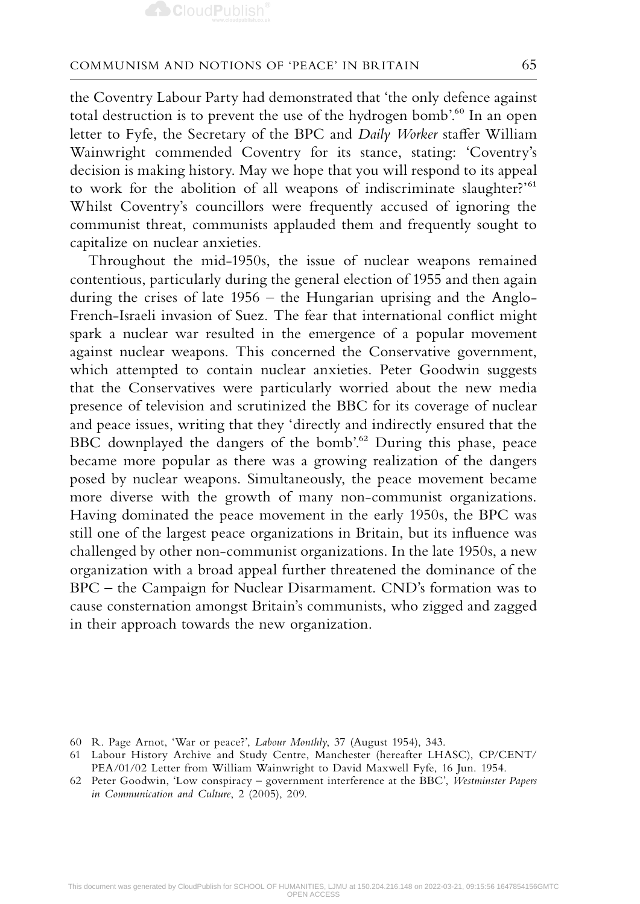the Coventry Labour Party had demonstrated that 'the only defence against total destruction is to prevent the use of the hydrogen bomb'.[60] In an open letter to Fyfe, the Secretary of the BPC and *Daily Worker* staffer William Wainwright commended Coventry for its stance, stating: 'Coventry's decision is making history. May we hope that you will respond to its appeal to work for the abolition of all weapons of indiscriminate slaughter?'[61] Whilst Coventry's councillors were frequently accused of ignoring the communist threat, communists applauded them and frequently sought to capitalize on nuclear anxieties.

Throughout the mid-1950s, the issue of nuclear weapons remained contentious, particularly during the general election of 1955 and then again during the crises of late 1956 – the Hungarian uprising and the Anglo-French-Israeli invasion of Suez. The fear that international conflict might spark a nuclear war resulted in the emergence of a popular movement against nuclear weapons. This concerned the Conservative government, which attempted to contain nuclear anxieties. Peter Goodwin suggests that the Conservatives were particularly worried about the new media presence of television and scrutinized the BBC for its coverage of nuclear and peace issues, writing that they 'directly and indirectly ensured that the BBC downplayed the dangers of the bomb'.[62] During this phase, peace became more popular as there was a growing realization of the dangers posed by nuclear weapons. Simultaneously, the peace movement became more diverse with the growth of many non-communist organizations. Having dominated the peace movement in the early 1950s, the BPC was still one of the largest peace organizations in Britain, but its influence was challenged by other non-communist organizations. In the late 1950s, a new organization with a broad appeal further threatened the dominance of the BPC – the Campaign for Nuclear Disarmament. CND's formation was to cause consternation amongst Britain's communists, who zigged and zagged in their approach towards the new organization.

60 R. Page Arnot, 'War or peace?', *Labour Monthly*, 37 (August 1954), 343.

61 Labour History Archive and Study Centre, Manchester (hereafter LHASC), CP/CENT/PEA/01/02 Letter from William Wainwright to David Maxwell Fyfe, 16 Jun. 1954.

62 Peter Goodwin, 'Low conspiracy – government interference at the BBC', *Westminster Papers in Communication and Culture*, 2 (2005), 209.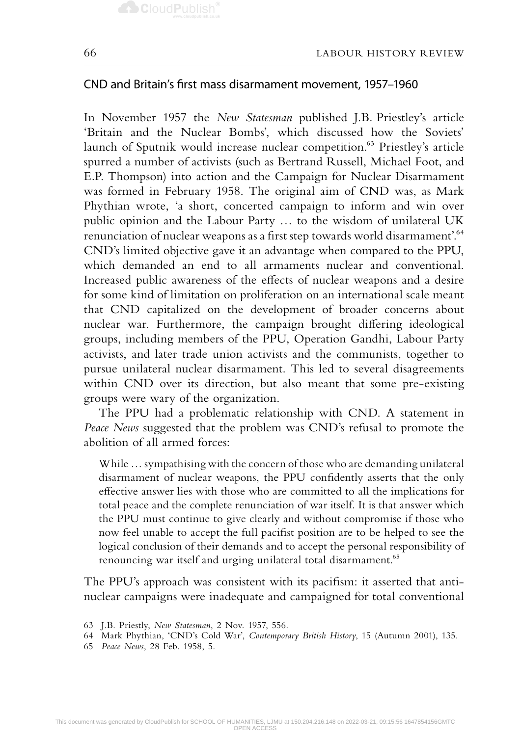## CND and Britain's first mass disarmament movement, 1957–1960

In November 1957 the *New Statesman* published J.B. Priestley's article 'Britain and the Nuclear Bombs', which discussed how the Soviets' launch of Sputnik would increase nuclear competition.[63] Priestley's article spurred a number of activists (such as Bertrand Russell, Michael Foot, and E.P. Thompson) into action and the Campaign for Nuclear Disarmament was formed in February 1958. The original aim of CND was, as Mark Phythian wrote, 'a short, concerted campaign to inform and win over public opinion and the Labour Party … to the wisdom of unilateral UK renunciation of nuclear weapons as a first step towards world disarmament'.[64] CND's limited objective gave it an advantage when compared to the PPU, which demanded an end to all armaments nuclear and conventional. Increased public awareness of the effects of nuclear weapons and a desire for some kind of limitation on proliferation on an international scale meant that CND capitalized on the development of broader concerns about nuclear war. Furthermore, the campaign brought differing ideological groups, including members of the PPU, Operation Gandhi, Labour Party activists, and later trade union activists and the communists, together to pursue unilateral nuclear disarmament. This led to several disagreements within CND over its direction, but also meant that some pre-existing groups were wary of the organization.

The PPU had a problematic relationship with CND. A statement in *Peace News* suggested that the problem was CND's refusal to promote the abolition of all armed forces:

> While … sympathising with the concern of those who are demanding unilateral disarmament of nuclear weapons, the PPU confidently asserts that the only effective answer lies with those who are committed to all the implications for total peace and the complete renunciation of war itself. It is that answer which the PPU must continue to give clearly and without compromise if those who now feel unable to accept the full pacifist position are to be helped to see the logical conclusion of their demands and to accept the personal responsibility of renouncing war itself and urging unilateral total disarmament.[65]

The PPU's approach was consistent with its pacifism: it asserted that anti-nuclear campaigns were inadequate and campaigned for total conventional

63 J.B. Priestly, *New Statesman*, 2 Nov. 1957, 556.

64 Mark Phythian, 'CND's Cold War', *Contemporary British History*, 15 (Autumn 2001), 135.

65 *Peace News*, 28 Feb. 1958, 5.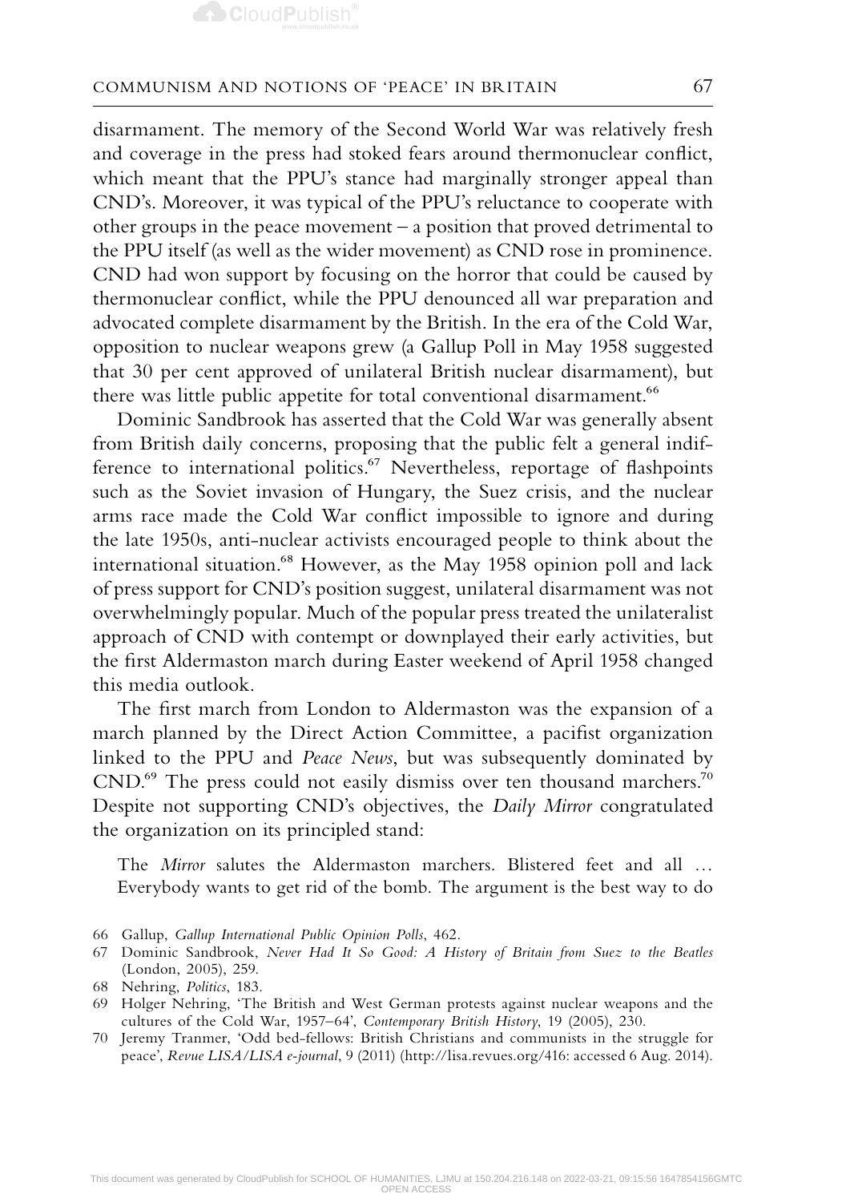disarmament. The memory of the Second World War was relatively fresh and coverage in the press had stoked fears around thermonuclear conflict, which meant that the PPU's stance had marginally stronger appeal than CND's. Moreover, it was typical of the PPU's reluctance to cooperate with other groups in the peace movement – a position that proved detrimental to the PPU itself (as well as the wider movement) as CND rose in prominence. CND had won support by focusing on the horror that could be caused by thermonuclear conflict, while the PPU denounced all war preparation and advocated complete disarmament by the British. In the era of the Cold War, opposition to nuclear weapons grew (a Gallup Poll in May 1958 suggested that 30 per cent approved of unilateral British nuclear disarmament), but there was little public appetite for total conventional disarmament.[66]

Dominic Sandbrook has asserted that the Cold War was generally absent from British daily concerns, proposing that the public felt a general indifference to international politics.[67] Nevertheless, reportage of flashpoints such as the Soviet invasion of Hungary, the Suez crisis, and the nuclear arms race made the Cold War conflict impossible to ignore and during the late 1950s, anti-nuclear activists encouraged people to think about the international situation.[68] However, as the May 1958 opinion poll and lack of press support for CND's position suggest, unilateral disarmament was not overwhelmingly popular. Much of the popular press treated the unilateralist approach of CND with contempt or downplayed their early activities, but the first Aldermaston march during Easter weekend of April 1958 changed this media outlook.

The first march from London to Aldermaston was the expansion of a march planned by the Direct Action Committee, a pacifist organization linked to the PPU and *Peace News*, but was subsequently dominated by CND.[69] The press could not easily dismiss over ten thousand marchers.[70] Despite not supporting CND's objectives, the *Daily Mirror* congratulated the organization on its principled stand:

> The *Mirror* salutes the Aldermaston marchers. Blistered feet and all … Everybody wants to get rid of the bomb. The argument is the best way to do

---

66 Gallup, *Gallup International Public Opinion Polls*, 462.

67 Dominic Sandbrook, *Never Had It So Good: A History of Britain from Suez to the Beatles* (London, 2005), 259.

68 Nehring, *Politics*, 183.

69 Holger Nehring, 'The British and West German protests against nuclear weapons and the cultures of the Cold War, 1957–64', *Contemporary British History*, 19 (2005), 230.

70 Jeremy Tranmer, 'Odd bed-fellows: British Christians and communists in the struggle for peace', *Revue LISA/LISA e-journal*, 9 (2011) (http://lisa.revues.org/416: accessed 6 Aug. 2014).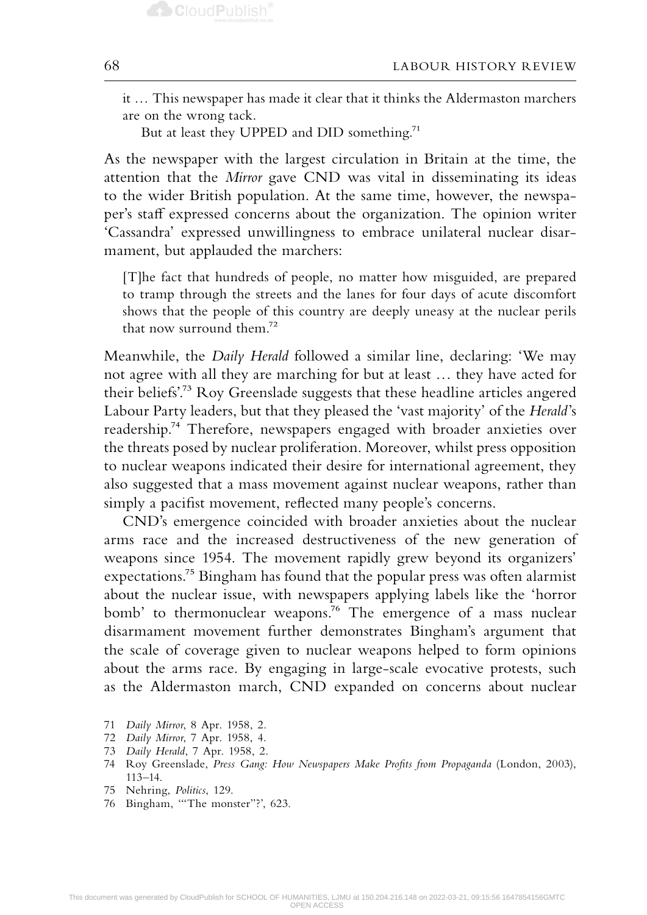> it … This newspaper has made it clear that it thinks the Aldermaston marchers are on the wrong tack.
>
> But at least they UPPED and DID something.[71]

As the newspaper with the largest circulation in Britain at the time, the attention that the *Mirror* gave CND was vital in disseminating its ideas to the wider British population. At the same time, however, the newspaper's staff expressed concerns about the organization. The opinion writer 'Cassandra' expressed unwillingness to embrace unilateral nuclear disarmament, but applauded the marchers:

> [T]he fact that hundreds of people, no matter how misguided, are prepared to tramp through the streets and the lanes for four days of acute discomfort shows that the people of this country are deeply uneasy at the nuclear perils that now surround them.[72]

Meanwhile, the *Daily Herald* followed a similar line, declaring: 'We may not agree with all they are marching for but at least … they have acted for their beliefs'.[73] Roy Greenslade suggests that these headline articles angered Labour Party leaders, but that they pleased the 'vast majority' of the *Herald*'s readership.[74] Therefore, newspapers engaged with broader anxieties over the threats posed by nuclear proliferation. Moreover, whilst press opposition to nuclear weapons indicated their desire for international agreement, they also suggested that a mass movement against nuclear weapons, rather than simply a pacifist movement, reflected many people's concerns.

CND's emergence coincided with broader anxieties about the nuclear arms race and the increased destructiveness of the new generation of weapons since 1954. The movement rapidly grew beyond its organizers' expectations.[75] Bingham has found that the popular press was often alarmist about the nuclear issue, with newspapers applying labels like the 'horror bomb' to thermonuclear weapons.[76] The emergence of a mass nuclear disarmament movement further demonstrates Bingham's argument that the scale of coverage given to nuclear weapons helped to form opinions about the arms race. By engaging in large-scale evocative protests, such as the Aldermaston march, CND expanded on concerns about nuclear

71 *Daily Mirror*, 8 Apr. 1958, 2.

72 *Daily Mirror*, 7 Apr. 1958, 4.

73 *Daily Herald*, 7 Apr. 1958, 2.

74 Roy Greenslade, *Press Gang: How Newspapers Make Profits from Propaganda* (London, 2003), 113–14.

75 Nehring, *Politics*, 129.

76 Bingham, '"The monster"?', 623.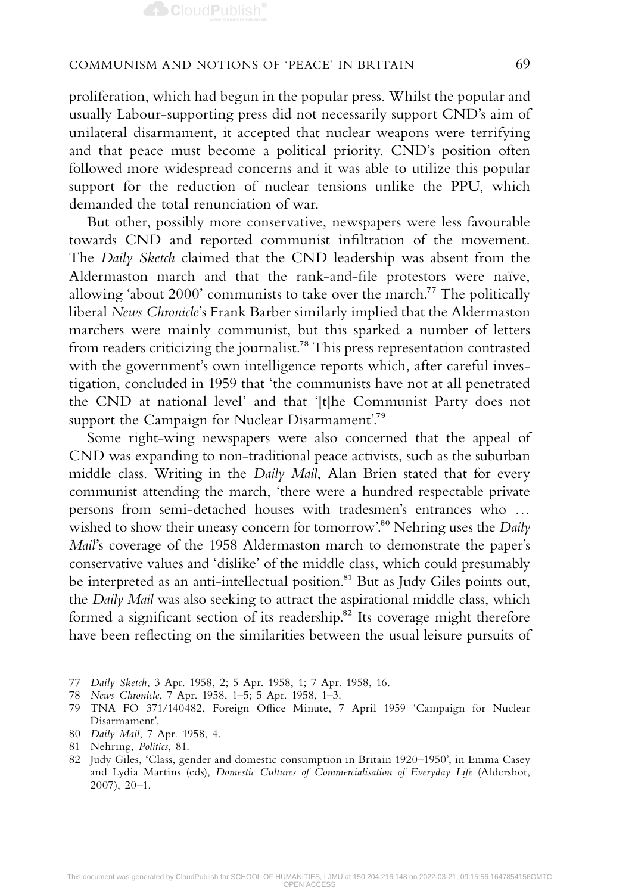proliferation, which had begun in the popular press. Whilst the popular and usually Labour-supporting press did not necessarily support CND's aim of unilateral disarmament, it accepted that nuclear weapons were terrifying and that peace must become a political priority. CND's position often followed more widespread concerns and it was able to utilize this popular support for the reduction of nuclear tensions unlike the PPU, which demanded the total renunciation of war.

But other, possibly more conservative, newspapers were less favourable towards CND and reported communist infiltration of the movement. The *Daily Sketch* claimed that the CND leadership was absent from the Aldermaston march and that the rank-and-file protestors were naïve, allowing 'about 2000' communists to take over the march.[77] The politically liberal *News Chronicle*'s Frank Barber similarly implied that the Aldermaston marchers were mainly communist, but this sparked a number of letters from readers criticizing the journalist.[78] This press representation contrasted with the government's own intelligence reports which, after careful investigation, concluded in 1959 that 'the communists have not at all penetrated the CND at national level' and that '[t]he Communist Party does not support the Campaign for Nuclear Disarmament'.[79]

Some right-wing newspapers were also concerned that the appeal of CND was expanding to non-traditional peace activists, such as the suburban middle class. Writing in the *Daily Mail*, Alan Brien stated that for every communist attending the march, 'there were a hundred respectable private persons from semi-detached houses with tradesmen's entrances who … wished to show their uneasy concern for tomorrow'.[80] Nehring uses the *Daily Mail*'s coverage of the 1958 Aldermaston march to demonstrate the paper's conservative values and 'dislike' of the middle class, which could presumably be interpreted as an anti-intellectual position.[81] But as Judy Giles points out, the *Daily Mail* was also seeking to attract the aspirational middle class, which formed a significant section of its readership.[82] Its coverage might therefore have been reflecting on the similarities between the usual leisure pursuits of

77 *Daily Sketch*, 3 Apr. 1958, 2; 5 Apr. 1958, 1; 7 Apr. 1958, 16.

78 *News Chronicle*, 7 Apr. 1958, 1–5; 5 Apr. 1958, 1–3.

79 TNA FO 371/140482, Foreign Office Minute, 7 April 1959 'Campaign for Nuclear Disarmament'.

80 *Daily Mail*, 7 Apr. 1958, 4.

81 Nehring, *Politics*, 81.

82 Judy Giles, 'Class, gender and domestic consumption in Britain 1920–1950', in Emma Casey and Lydia Martins (eds), *Domestic Cultures of Commercialisation of Everyday Life* (Aldershot, 2007), 20–1.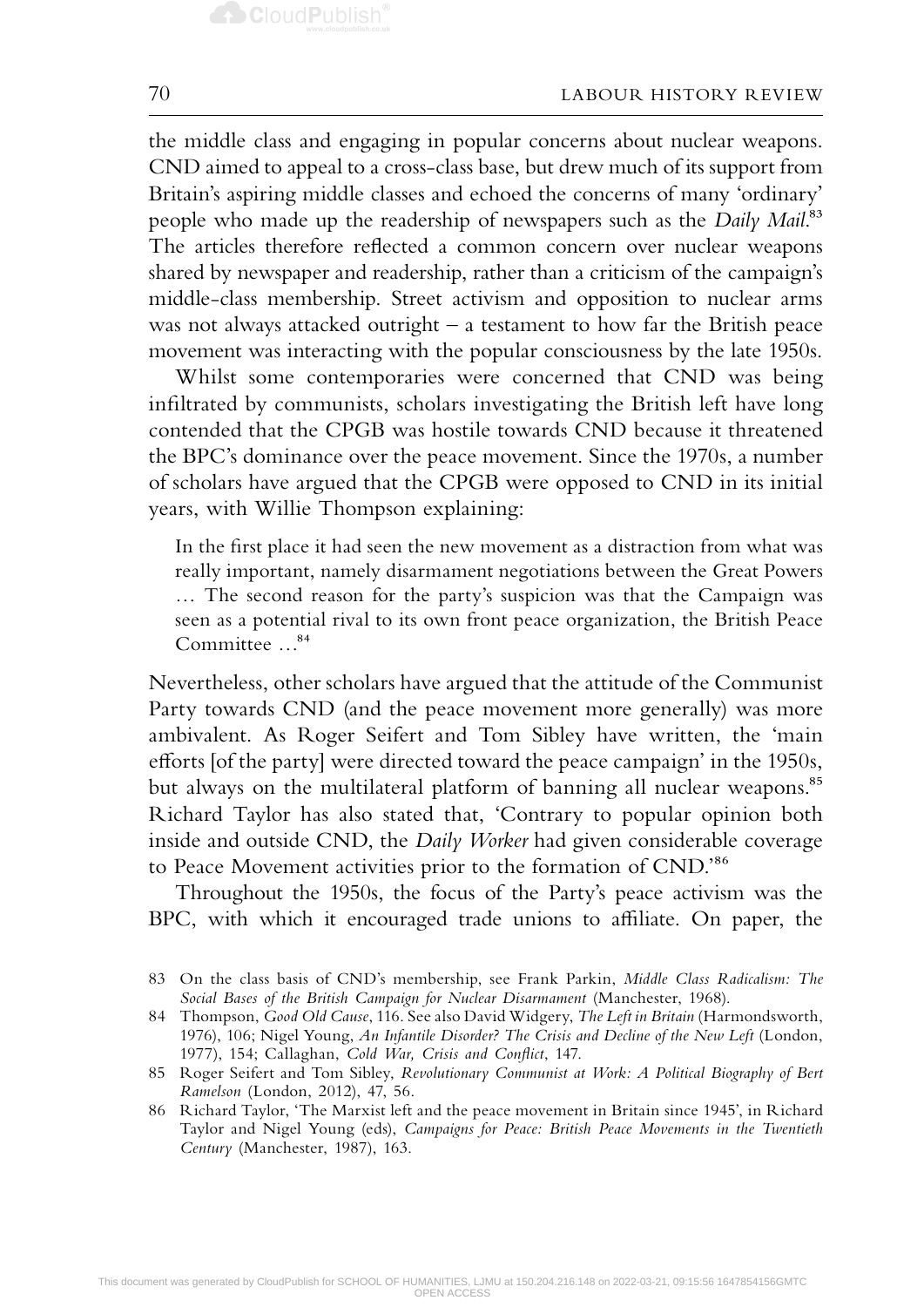the middle class and engaging in popular concerns about nuclear weapons. CND aimed to appeal to a cross-class base, but drew much of its support from Britain's aspiring middle classes and echoed the concerns of many 'ordinary' people who made up the readership of newspapers such as the *Daily Mail*.[83] The articles therefore reflected a common concern over nuclear weapons shared by newspaper and readership, rather than a criticism of the campaign's middle-class membership. Street activism and opposition to nuclear arms was not always attacked outright – a testament to how far the British peace movement was interacting with the popular consciousness by the late 1950s.

Whilst some contemporaries were concerned that CND was being infiltrated by communists, scholars investigating the British left have long contended that the CPGB was hostile towards CND because it threatened the BPC's dominance over the peace movement. Since the 1970s, a number of scholars have argued that the CPGB were opposed to CND in its initial years, with Willie Thompson explaining:

> In the first place it had seen the new movement as a distraction from what was really important, namely disarmament negotiations between the Great Powers … The second reason for the party's suspicion was that the Campaign was seen as a potential rival to its own front peace organization, the British Peace Committee …[84]

Nevertheless, other scholars have argued that the attitude of the Communist Party towards CND (and the peace movement more generally) was more ambivalent. As Roger Seifert and Tom Sibley have written, the 'main efforts [of the party] were directed toward the peace campaign' in the 1950s, but always on the multilateral platform of banning all nuclear weapons.[85] Richard Taylor has also stated that, 'Contrary to popular opinion both inside and outside CND, the *Daily Worker* had given considerable coverage to Peace Movement activities prior to the formation of CND.'[86]

Throughout the 1950s, the focus of the Party's peace activism was the BPC, with which it encouraged trade unions to affiliate. On paper, the

83 On the class basis of CND's membership, see Frank Parkin, *Middle Class Radicalism: The Social Bases of the British Campaign for Nuclear Disarmament* (Manchester, 1968).

84 Thompson, *Good Old Cause*, 116. See also David Widgery, *The Left in Britain* (Harmondsworth, 1976), 106; Nigel Young, *An Infantile Disorder? The Crisis and Decline of the New Left* (London, 1977), 154; Callaghan, *Cold War, Crisis and Conflict*, 147.

85 Roger Seifert and Tom Sibley, *Revolutionary Communist at Work: A Political Biography of Bert Ramelson* (London, 2012), 47, 56.

86 Richard Taylor, 'The Marxist left and the peace movement in Britain since 1945', in Richard Taylor and Nigel Young (eds), *Campaigns for Peace: British Peace Movements in the Twentieth Century* (Manchester, 1987), 163.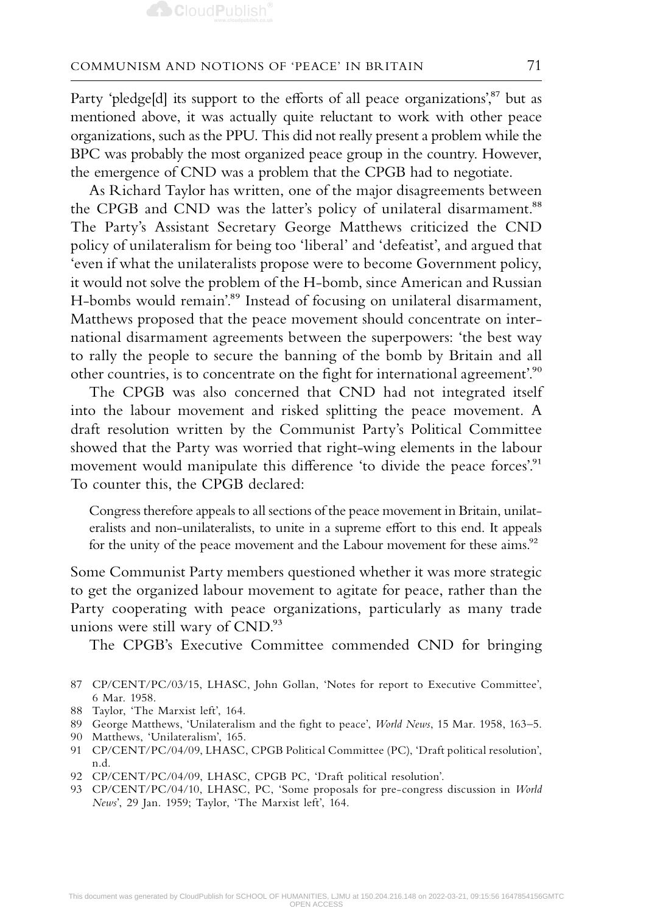Party 'pledge[d] its support to the efforts of all peace organizations',[87] but as mentioned above, it was actually quite reluctant to work with other peace organizations, such as the PPU. This did not really present a problem while the BPC was probably the most organized peace group in the country. However, the emergence of CND was a problem that the CPGB had to negotiate.

As Richard Taylor has written, one of the major disagreements between the CPGB and CND was the latter's policy of unilateral disarmament.[88] The Party's Assistant Secretary George Matthews criticized the CND policy of unilateralism for being too 'liberal' and 'defeatist', and argued that 'even if what the unilateralists propose were to become Government policy, it would not solve the problem of the H-bomb, since American and Russian H-bombs would remain'.[89] Instead of focusing on unilateral disarmament, Matthews proposed that the peace movement should concentrate on international disarmament agreements between the superpowers: 'the best way to rally the people to secure the banning of the bomb by Britain and all other countries, is to concentrate on the fight for international agreement'.[90]

The CPGB was also concerned that CND had not integrated itself into the labour movement and risked splitting the peace movement. A draft resolution written by the Communist Party's Political Committee showed that the Party was worried that right-wing elements in the labour movement would manipulate this difference 'to divide the peace forces'.[91] To counter this, the CPGB declared:

> Congress therefore appeals to all sections of the peace movement in Britain, unilateralists and non-unilateralists, to unite in a supreme effort to this end. It appeals for the unity of the peace movement and the Labour movement for these aims.[92]

Some Communist Party members questioned whether it was more strategic to get the organized labour movement to agitate for peace, rather than the Party cooperating with peace organizations, particularly as many trade unions were still wary of CND.[93]

The CPGB's Executive Committee commended CND for bringing

---

87 CP/CENT/PC/03/15, LHASC, John Gollan, 'Notes for report to Executive Committee', 6 Mar. 1958.

88 Taylor, 'The Marxist left', 164.

89 George Matthews, 'Unilateralism and the fight to peace', *World News*, 15 Mar. 1958, 163–5.

90 Matthews, 'Unilateralism', 165.

91 CP/CENT/PC/04/09, LHASC, CPGB Political Committee (PC), 'Draft political resolution', n.d.

92 CP/CENT/PC/04/09, LHASC, CPGB PC, 'Draft political resolution'.

93 CP/CENT/PC/04/10, LHASC, PC, 'Some proposals for pre-congress discussion in *World News*', 29 Jan. 1959; Taylor, 'The Marxist left', 164.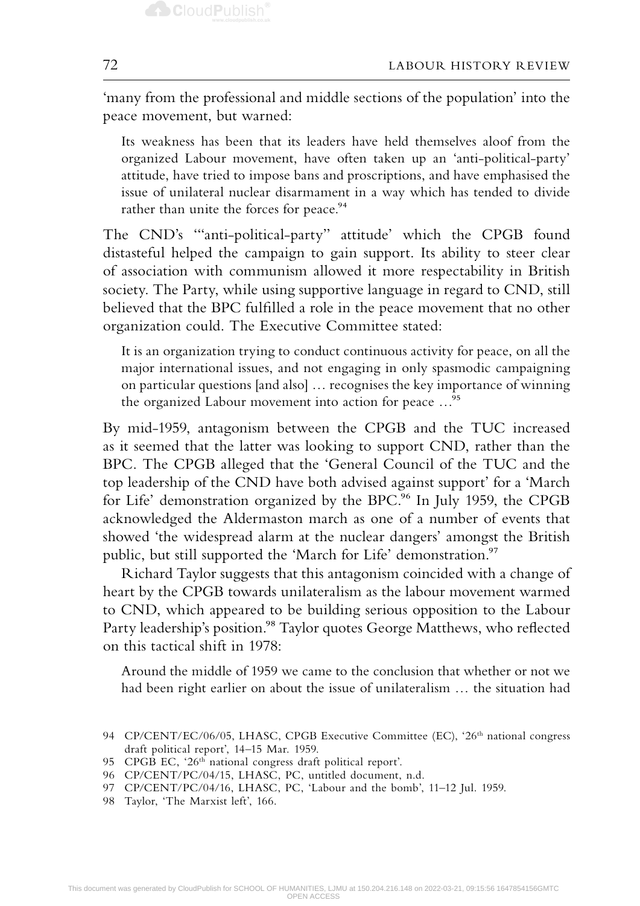'many from the professional and middle sections of the population' into the peace movement, but warned:

> Its weakness has been that its leaders have held themselves aloof from the organized Labour movement, have often taken up an 'anti-political-party' attitude, have tried to impose bans and proscriptions, and have emphasised the issue of unilateral nuclear disarmament in a way which has tended to divide rather than unite the forces for peace.[94]

The CND's '"anti-political-party" attitude' which the CPGB found distasteful helped the campaign to gain support. Its ability to steer clear of association with communism allowed it more respectability in British society. The Party, while using supportive language in regard to CND, still believed that the BPC fulfilled a role in the peace movement that no other organization could. The Executive Committee stated:

> It is an organization trying to conduct continuous activity for peace, on all the major international issues, and not engaging in only spasmodic campaigning on particular questions [and also] … recognises the key importance of winning the organized Labour movement into action for peace …[95]

By mid-1959, antagonism between the CPGB and the TUC increased as it seemed that the latter was looking to support CND, rather than the BPC. The CPGB alleged that the 'General Council of the TUC and the top leadership of the CND have both advised against support' for a 'March for Life' demonstration organized by the BPC.[96] In July 1959, the CPGB acknowledged the Aldermaston march as one of a number of events that showed 'the widespread alarm at the nuclear dangers' amongst the British public, but still supported the 'March for Life' demonstration.[97]

Richard Taylor suggests that this antagonism coincided with a change of heart by the CPGB towards unilateralism as the labour movement warmed to CND, which appeared to be building serious opposition to the Labour Party leadership's position.[98] Taylor quotes George Matthews, who reflected on this tactical shift in 1978:

> Around the middle of 1959 we came to the conclusion that whether or not we had been right earlier on about the issue of unilateralism … the situation had

94 CP/CENT/EC/06/05, LHASC, CPGB Executive Committee (EC), '26th national congress draft political report', 14–15 Mar. 1959.

95 CPGB EC, '26th national congress draft political report'.

96 CP/CENT/PC/04/15, LHASC, PC, untitled document, n.d.

97 CP/CENT/PC/04/16, LHASC, PC, 'Labour and the bomb', 11–12 Jul. 1959.

98 Taylor, 'The Marxist left', 166.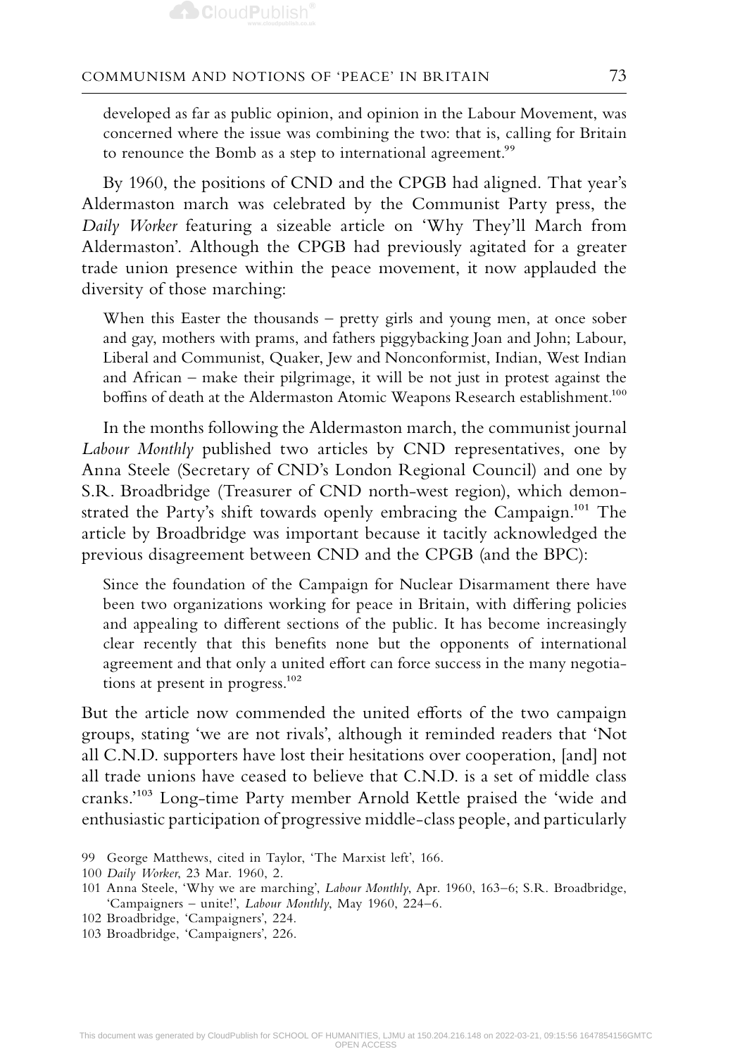developed as far as public opinion, and opinion in the Labour Movement, was concerned where the issue was combining the two: that is, calling for Britain to renounce the Bomb as a step to international agreement.[99]

By 1960, the positions of CND and the CPGB had aligned. That year's Aldermaston march was celebrated by the Communist Party press, the *Daily Worker* featuring a sizeable article on 'Why They'll March from Aldermaston'. Although the CPGB had previously agitated for a greater trade union presence within the peace movement, it now applauded the diversity of those marching:

> When this Easter the thousands – pretty girls and young men, at once sober and gay, mothers with prams, and fathers piggybacking Joan and John; Labour, Liberal and Communist, Quaker, Jew and Nonconformist, Indian, West Indian and African – make their pilgrimage, it will be not just in protest against the boffins of death at the Aldermaston Atomic Weapons Research establishment.[100]

In the months following the Aldermaston march, the communist journal *Labour Monthly* published two articles by CND representatives, one by Anna Steele (Secretary of CND's London Regional Council) and one by S.R. Broadbridge (Treasurer of CND north-west region), which demonstrated the Party's shift towards openly embracing the Campaign.[101] The article by Broadbridge was important because it tacitly acknowledged the previous disagreement between CND and the CPGB (and the BPC):

> Since the foundation of the Campaign for Nuclear Disarmament there have been two organizations working for peace in Britain, with differing policies and appealing to different sections of the public. It has become increasingly clear recently that this benefits none but the opponents of international agreement and that only a united effort can force success in the many negotiations at present in progress.[102]

But the article now commended the united efforts of the two campaign groups, stating 'we are not rivals', although it reminded readers that 'Not all C.N.D. supporters have lost their hesitations over cooperation, [and] not all trade unions have ceased to believe that C.N.D. is a set of middle class cranks.'[103] Long-time Party member Arnold Kettle praised the 'wide and enthusiastic participation of progressive middle-class people, and particularly

---

99 George Matthews, cited in Taylor, 'The Marxist left', 166.

100 *Daily Worker*, 23 Mar. 1960, 2.

101 Anna Steele, 'Why we are marching', *Labour Monthly*, Apr. 1960, 163–6; S.R. Broadbridge, 'Campaigners – unite!', *Labour Monthly*, May 1960, 224–6.

102 Broadbridge, 'Campaigners', 224.

103 Broadbridge, 'Campaigners', 226.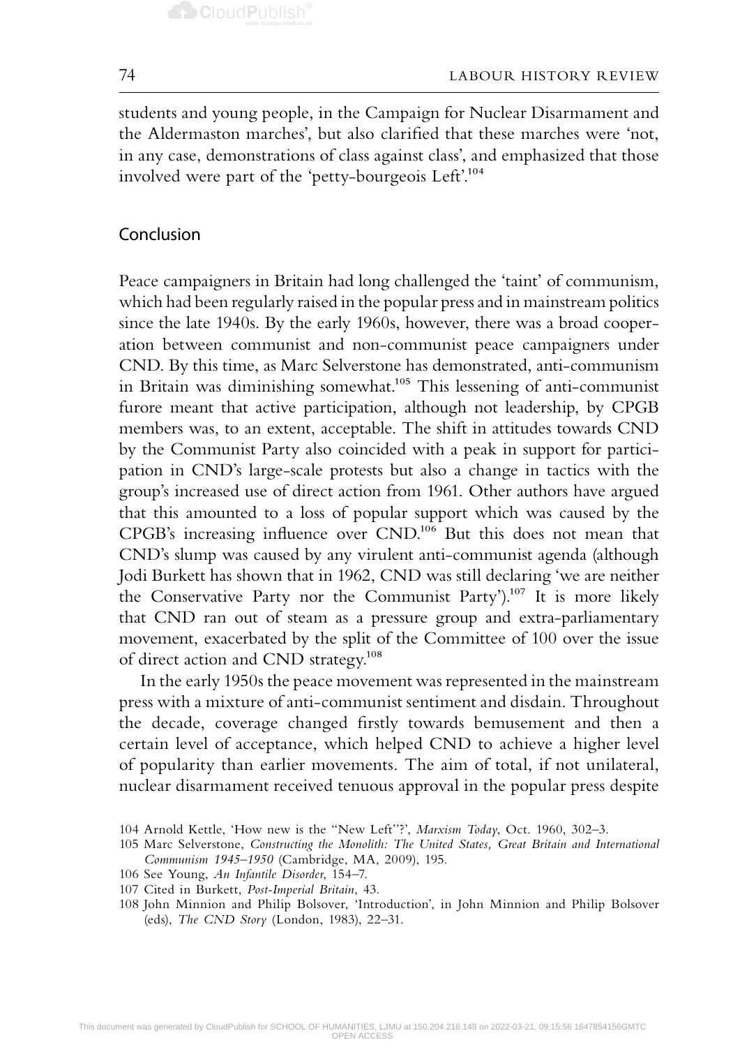students and young people, in the Campaign for Nuclear Disarmament and the Aldermaston marches', but also clarified that these marches were 'not, in any case, demonstrations of class against class', and emphasized that those involved were part of the 'petty-bourgeois Left'.[104]

## Conclusion

Peace campaigners in Britain had long challenged the 'taint' of communism, which had been regularly raised in the popular press and in mainstream politics since the late 1940s. By the early 1960s, however, there was a broad cooperation between communist and non-communist peace campaigners under CND. By this time, as Marc Selverstone has demonstrated, anti-communism in Britain was diminishing somewhat.[105] This lessening of anti-communist furore meant that active participation, although not leadership, by CPGB members was, to an extent, acceptable. The shift in attitudes towards CND by the Communist Party also coincided with a peak in support for participation in CND's large-scale protests but also a change in tactics with the group's increased use of direct action from 1961. Other authors have argued that this amounted to a loss of popular support which was caused by the CPGB's increasing influence over CND.[106] But this does not mean that CND's slump was caused by any virulent anti-communist agenda (although Jodi Burkett has shown that in 1962, CND was still declaring 'we are neither the Conservative Party nor the Communist Party').[107] It is more likely that CND ran out of steam as a pressure group and extra-parliamentary movement, exacerbated by the split of the Committee of 100 over the issue of direct action and CND strategy.[108]

In the early 1950s the peace movement was represented in the mainstream press with a mixture of anti-communist sentiment and disdain. Throughout the decade, coverage changed firstly towards bemusement and then a certain level of acceptance, which helped CND to achieve a higher level of popularity than earlier movements. The aim of total, if not unilateral, nuclear disarmament received tenuous approval in the popular press despite

104 Arnold Kettle, 'How new is the "New Left"?', *Marxism Today*, Oct. 1960, 302–3.

105 Marc Selverstone, *Constructing the Monolith: The United States, Great Britain and International Communism 1945–1950* (Cambridge, MA, 2009), 195.

106 See Young, *An Infantile Disorder*, 154–7.

107 Cited in Burkett, *Post-Imperial Britain*, 43.

108 John Minnion and Philip Bolsover, 'Introduction', in John Minnion and Philip Bolsover (eds), *The CND Story* (London, 1983), 22–31.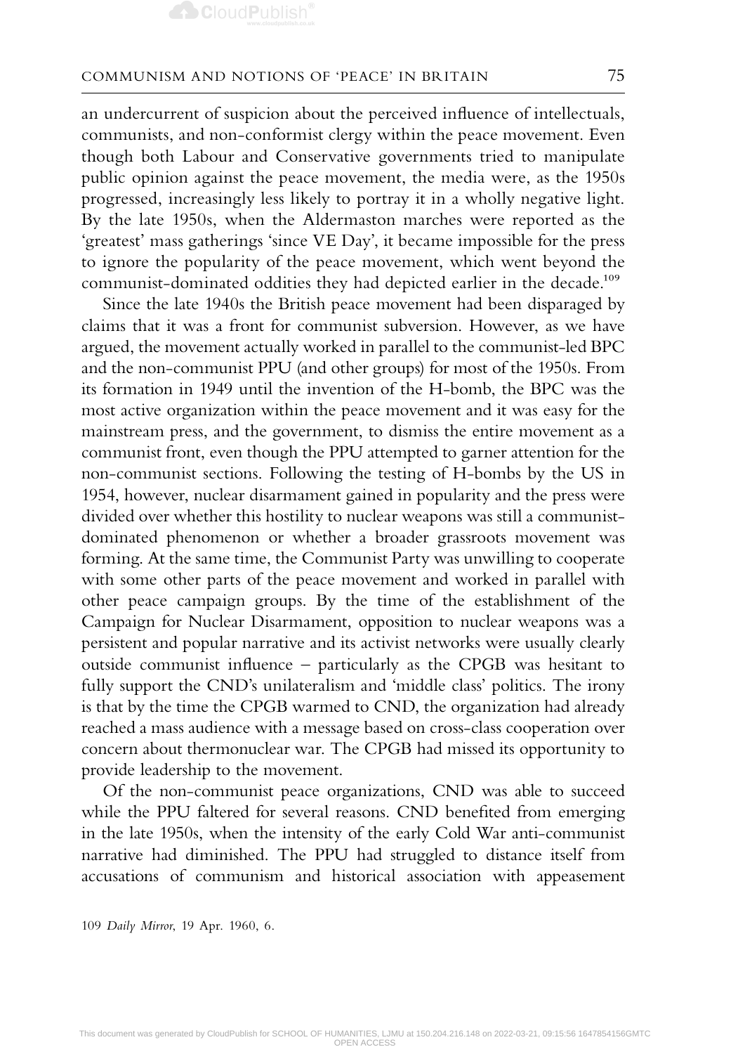an undercurrent of suspicion about the perceived influence of intellectuals, communists, and non-conformist clergy within the peace movement. Even though both Labour and Conservative governments tried to manipulate public opinion against the peace movement, the media were, as the 1950s progressed, increasingly less likely to portray it in a wholly negative light. By the late 1950s, when the Aldermaston marches were reported as the 'greatest' mass gatherings 'since VE Day', it became impossible for the press to ignore the popularity of the peace movement, which went beyond the communist-dominated oddities they had depicted earlier in the decade.[109]

Since the late 1940s the British peace movement had been disparaged by claims that it was a front for communist subversion. However, as we have argued, the movement actually worked in parallel to the communist-led BPC and the non-communist PPU (and other groups) for most of the 1950s. From its formation in 1949 until the invention of the H-bomb, the BPC was the most active organization within the peace movement and it was easy for the mainstream press, and the government, to dismiss the entire movement as a communist front, even though the PPU attempted to garner attention for the non-communist sections. Following the testing of H-bombs by the US in 1954, however, nuclear disarmament gained in popularity and the press were divided over whether this hostility to nuclear weapons was still a communist-dominated phenomenon or whether a broader grassroots movement was forming. At the same time, the Communist Party was unwilling to cooperate with some other parts of the peace movement and worked in parallel with other peace campaign groups. By the time of the establishment of the Campaign for Nuclear Disarmament, opposition to nuclear weapons was a persistent and popular narrative and its activist networks were usually clearly outside communist influence – particularly as the CPGB was hesitant to fully support the CND's unilateralism and 'middle class' politics. The irony is that by the time the CPGB warmed to CND, the organization had already reached a mass audience with a message based on cross-class cooperation over concern about thermonuclear war. The CPGB had missed its opportunity to provide leadership to the movement.

Of the non-communist peace organizations, CND was able to succeed while the PPU faltered for several reasons. CND benefited from emerging in the late 1950s, when the intensity of the early Cold War anti-communist narrative had diminished. The PPU had struggled to distance itself from accusations of communism and historical association with appeasement

109 *Daily Mirror*, 19 Apr. 1960, 6.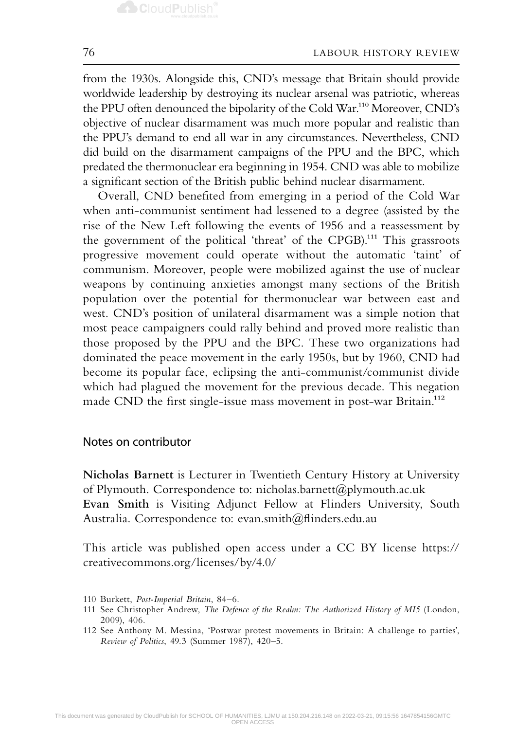from the 1930s. Alongside this, CND's message that Britain should provide worldwide leadership by destroying its nuclear arsenal was patriotic, whereas the PPU often denounced the bipolarity of the Cold War.[110] Moreover, CND's objective of nuclear disarmament was much more popular and realistic than the PPU's demand to end all war in any circumstances. Nevertheless, CND did build on the disarmament campaigns of the PPU and the BPC, which predated the thermonuclear era beginning in 1954. CND was able to mobilize a significant section of the British public behind nuclear disarmament.

Overall, CND benefited from emerging in a period of the Cold War when anti-communist sentiment had lessened to a degree (assisted by the rise of the New Left following the events of 1956 and a reassessment by the government of the political 'threat' of the CPGB).[111] This grassroots progressive movement could operate without the automatic 'taint' of communism. Moreover, people were mobilized against the use of nuclear weapons by continuing anxieties amongst many sections of the British population over the potential for thermonuclear war between east and west. CND's position of unilateral disarmament was a simple notion that most peace campaigners could rally behind and proved more realistic than those proposed by the PPU and the BPC. These two organizations had dominated the peace movement in the early 1950s, but by 1960, CND had become its popular face, eclipsing the anti-communist/communist divide which had plagued the movement for the previous decade. This negation made CND the first single-issue mass movement in post-war Britain.[112]

## Notes on contributor

**Nicholas Barnett** is Lecturer in Twentieth Century History at University of Plymouth. Correspondence to: nicholas.barnett@plymouth.ac.uk
**Evan Smith** is Visiting Adjunct Fellow at Flinders University, South Australia. Correspondence to: evan.smith@flinders.edu.au

This article was published open access under a CC BY license https://creativecommons.org/licenses/by/4.0/

110 Burkett, *Post-Imperial Britain*, 84–6.

111 See Christopher Andrew, *The Defence of the Realm: The Authorized History of MI5* (London, 2009), 406.

112 See Anthony M. Messina, 'Postwar protest movements in Britain: A challenge to parties', *Review of Politics*, 49.3 (Summer 1987), 420–5.